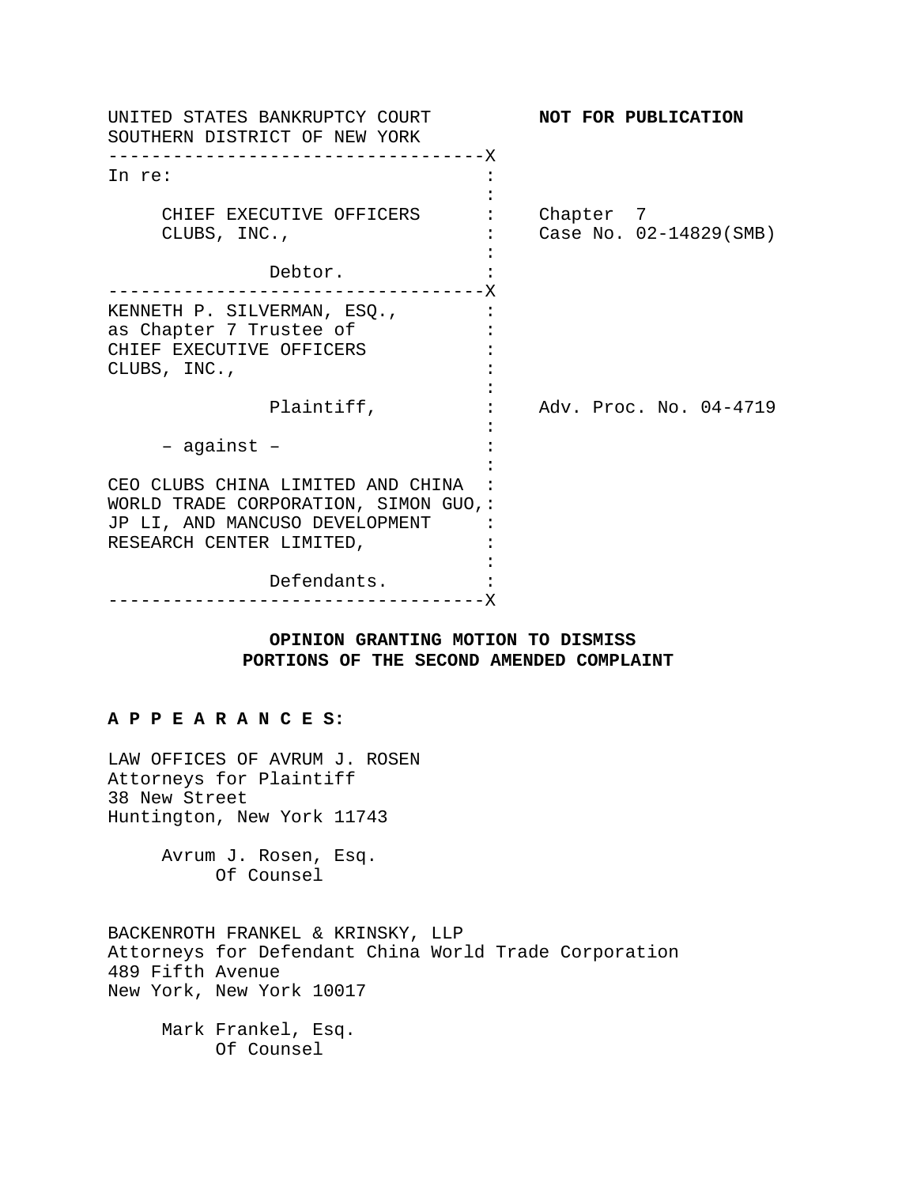UNITED STATES BANKRUPTCY COURT
SOUTHERN DISTRICT OF NEW YORK

**NOT FOR PUBLICATION**

```
----------------------------------X
In re:                            :
                                  :
     CHIEF EXECUTIVE OFFICERS     :    Chapter 7
     CLUBS, INC.,                 :    Case No. 02-14829(SMB)
                                  :
              Debtor.             :
----------------------------------X
KENNETH P. SILVERMAN, ESQ.,       :
as Chapter 7 Trustee of           :
CHIEF EXECUTIVE OFFICERS          :
CLUBS, INC.,                      :
                                  :
              Plaintiff,          :    Adv. Proc. No. 04-4719
                                  :
     – against –                  :
                                  :
CEO CLUBS CHINA LIMITED AND CHINA :
WORLD TRADE CORPORATION, SIMON GUO,:
JP LI, AND MANCUSO DEVELOPMENT    :
RESEARCH CENTER LIMITED,          :
                                  :
              Defendants.         :
----------------------------------X
```

**OPINION GRANTING MOTION TO DISMISS PORTIONS OF THE SECOND AMENDED COMPLAINT**

**A P P E A R A N C E S:**

LAW OFFICES OF AVRUM J. ROSEN
Attorneys for Plaintiff
38 New Street
Huntington, New York 11743

Avrum J. Rosen, Esq.
Of Counsel

BACKENROTH FRANKEL & KRINSKY, LLP
Attorneys for Defendant China World Trade Corporation
489 Fifth Avenue
New York, New York 10017

Mark Frankel, Esq.
Of Counsel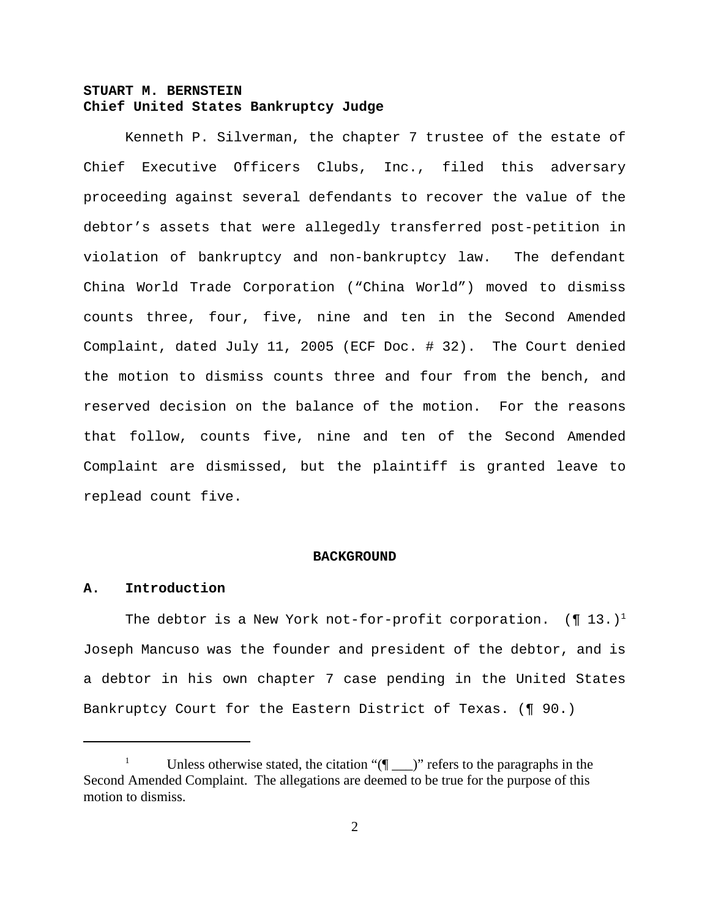**STUART M. BERNSTEIN**
**Chief United States Bankruptcy Judge**

Kenneth P. Silverman, the chapter 7 trustee of the estate of Chief Executive Officers Clubs, Inc., filed this adversary proceeding against several defendants to recover the value of the debtor's assets that were allegedly transferred post-petition in violation of bankruptcy and non-bankruptcy law. The defendant China World Trade Corporation ("China World") moved to dismiss counts three, four, five, nine and ten in the Second Amended Complaint, dated July 11, 2005 (ECF Doc. # 32). The Court denied the motion to dismiss counts three and four from the bench, and reserved decision on the balance of the motion. For the reasons that follow, counts five, nine and ten of the Second Amended Complaint are dismissed, but the plaintiff is granted leave to replead count five.

## BACKGROUND

### A. Introduction

The debtor is a New York not-for-profit corporation. (¶ 13.)[1] Joseph Mancuso was the founder and president of the debtor, and is a debtor in his own chapter 7 case pending in the United States Bankruptcy Court for the Eastern District of Texas. (¶ 90.)

---

[1] Unless otherwise stated, the citation "(¶ ___)" refers to the paragraphs in the Second Amended Complaint. The allegations are deemed to be true for the purpose of this motion to dismiss.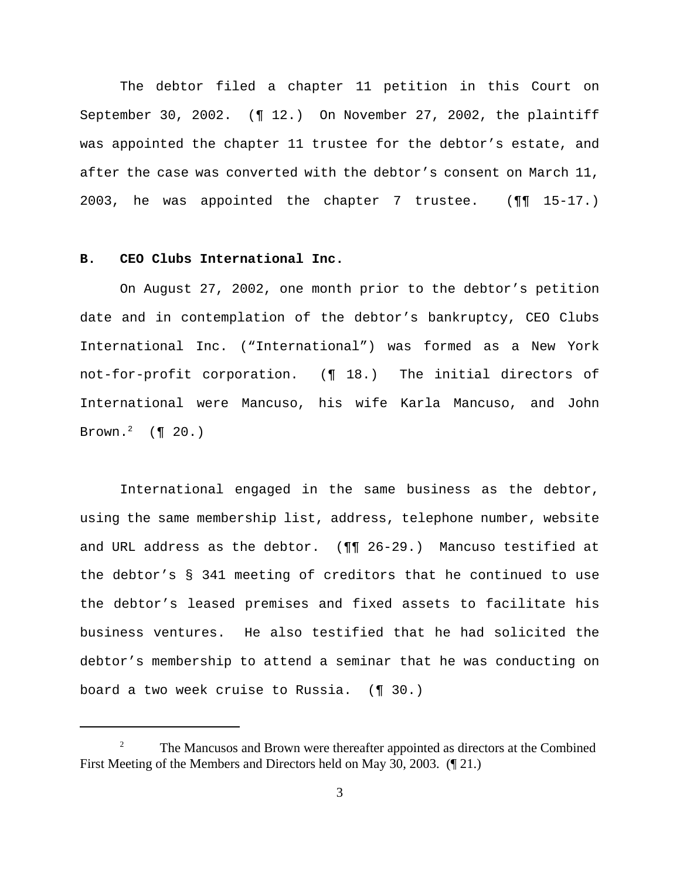The debtor filed a chapter 11 petition in this Court on September 30, 2002. (¶ 12.) On November 27, 2002, the plaintiff was appointed the chapter 11 trustee for the debtor's estate, and after the case was converted with the debtor's consent on March 11, 2003, he was appointed the chapter 7 trustee. (¶¶ 15-17.)

**B. CEO Clubs International Inc.**

On August 27, 2002, one month prior to the debtor's petition date and in contemplation of the debtor's bankruptcy, CEO Clubs International Inc. ("International") was formed as a New York not-for-profit corporation. (¶ 18.) The initial directors of International were Mancuso, his wife Karla Mancuso, and John Brown.[2] (¶ 20.)

International engaged in the same business as the debtor, using the same membership list, address, telephone number, website and URL address as the debtor. (¶¶ 26-29.) Mancuso testified at the debtor's § 341 meeting of creditors that he continued to use the debtor's leased premises and fixed assets to facilitate his business ventures. He also testified that he had solicited the debtor's membership to attend a seminar that he was conducting on board a two week cruise to Russia. (¶ 30.)

---

[2] The Mancusos and Brown were thereafter appointed as directors at the Combined First Meeting of the Members and Directors held on May 30, 2003. (¶ 21.)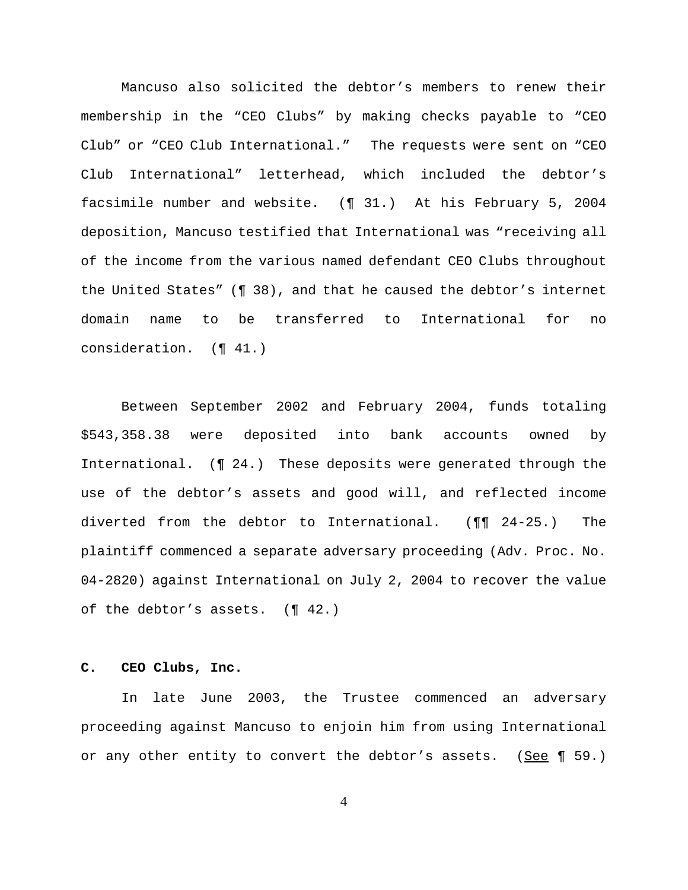Mancuso also solicited the debtor's members to renew their membership in the "CEO Clubs" by making checks payable to "CEO Club" or "CEO Club International." The requests were sent on "CEO Club International" letterhead, which included the debtor's facsimile number and website. (¶ 31.) At his February 5, 2004 deposition, Mancuso testified that International was "receiving all of the income from the various named defendant CEO Clubs throughout the United States" (¶ 38), and that he caused the debtor's internet domain name to be transferred to International for no consideration. (¶ 41.)

Between September 2002 and February 2004, funds totaling $543,358.38 were deposited into bank accounts owned by International. (¶ 24.) These deposits were generated through the use of the debtor's assets and good will, and reflected income diverted from the debtor to International. (¶¶ 24-25.) The plaintiff commenced a separate adversary proceeding (Adv. Proc. No. 04-2820) against International on July 2, 2004 to recover the value of the debtor's assets. (¶ 42.)

**C. CEO Clubs, Inc.**

In late June 2003, the Trustee commenced an adversary proceeding against Mancuso to enjoin him from using International or any other entity to convert the debtor's assets. (See ¶ 59.)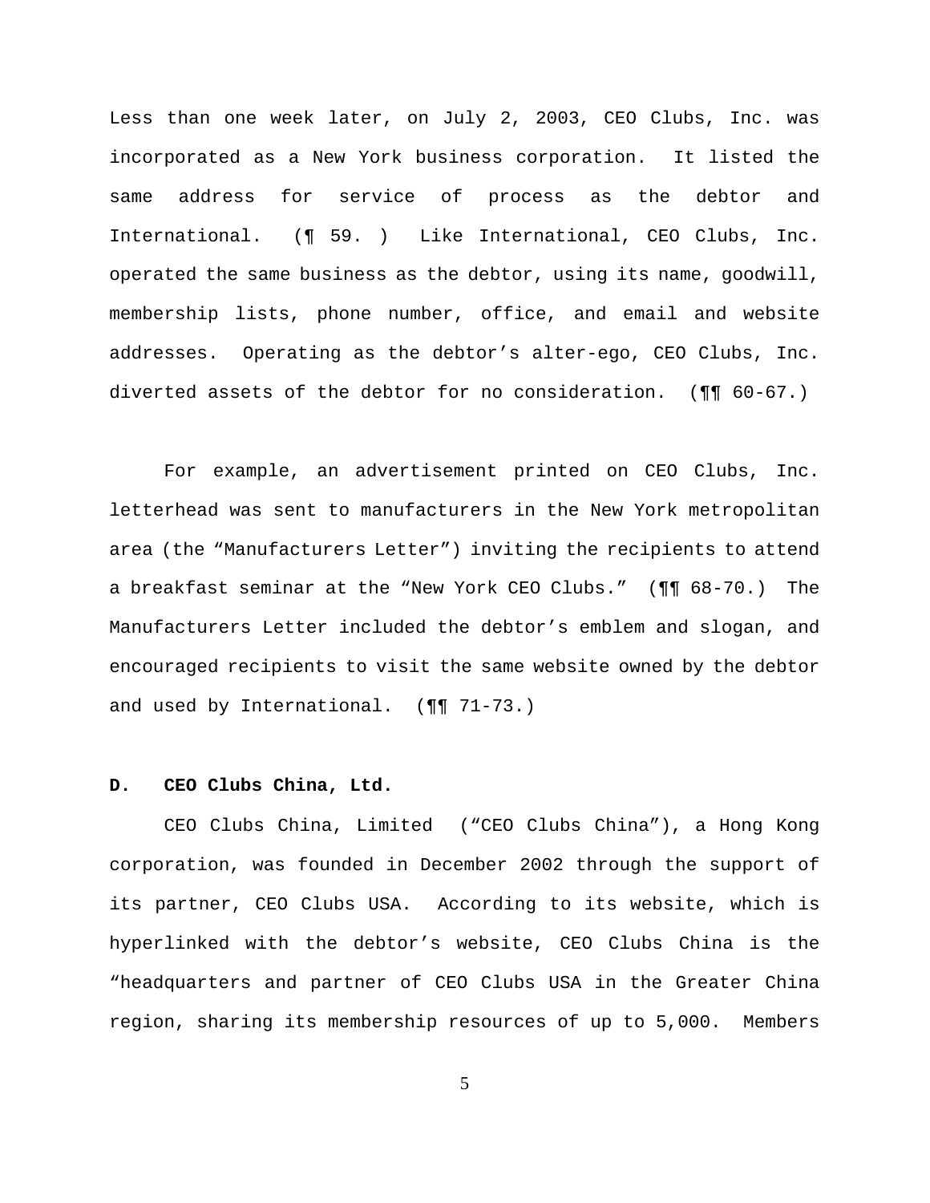Less than one week later, on July 2, 2003, CEO Clubs, Inc. was incorporated as a New York business corporation. It listed the same address for service of process as the debtor and International. (¶ 59. ) Like International, CEO Clubs, Inc. operated the same business as the debtor, using its name, goodwill, membership lists, phone number, office, and email and website addresses. Operating as the debtor's alter-ego, CEO Clubs, Inc. diverted assets of the debtor for no consideration. (¶¶ 60-67.)

For example, an advertisement printed on CEO Clubs, Inc. letterhead was sent to manufacturers in the New York metropolitan area (the "Manufacturers Letter") inviting the recipients to attend a breakfast seminar at the "New York CEO Clubs." (¶¶ 68-70.) The Manufacturers Letter included the debtor's emblem and slogan, and encouraged recipients to visit the same website owned by the debtor and used by International. (¶¶ 71-73.)

**D. CEO Clubs China, Ltd.**

CEO Clubs China, Limited ("CEO Clubs China"), a Hong Kong corporation, was founded in December 2002 through the support of its partner, CEO Clubs USA. According to its website, which is hyperlinked with the debtor's website, CEO Clubs China is the "headquarters and partner of CEO Clubs USA in the Greater China region, sharing its membership resources of up to 5,000. Members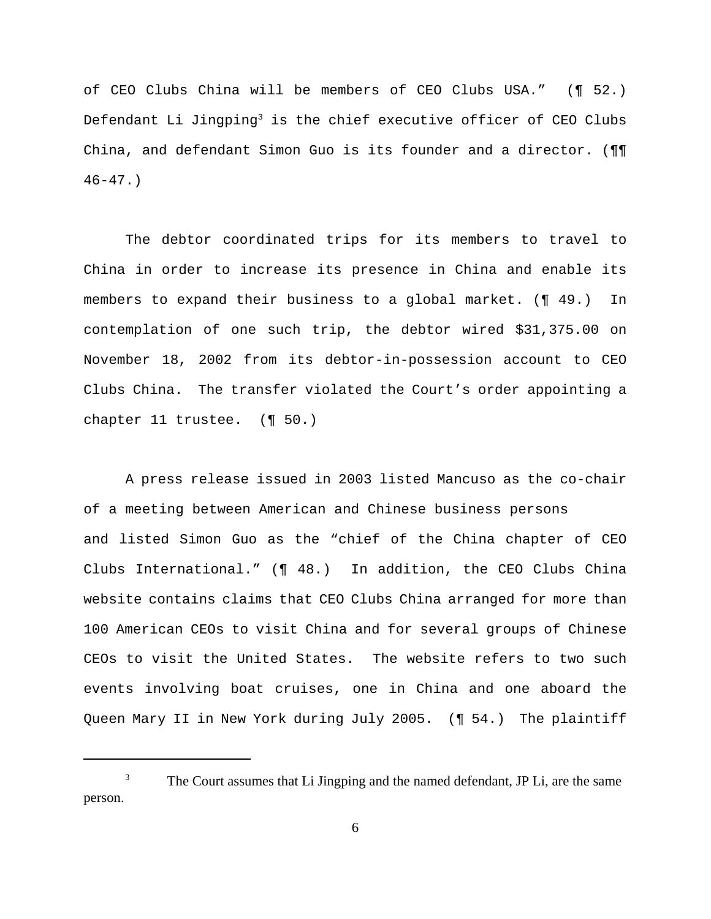of CEO Clubs China will be members of CEO Clubs USA." (¶ 52.) Defendant Li Jingping[3] is the chief executive officer of CEO Clubs China, and defendant Simon Guo is its founder and a director. (¶¶ 46-47.)

The debtor coordinated trips for its members to travel to China in order to increase its presence in China and enable its members to expand their business to a global market. (¶ 49.) In contemplation of one such trip, the debtor wired $31,375.00 on November 18, 2002 from its debtor-in-possession account to CEO Clubs China. The transfer violated the Court's order appointing a chapter 11 trustee. (¶ 50.)

A press release issued in 2003 listed Mancuso as the co-chair of a meeting between American and Chinese business persons and listed Simon Guo as the "chief of the China chapter of CEO Clubs International." (¶ 48.) In addition, the CEO Clubs China website contains claims that CEO Clubs China arranged for more than 100 American CEOs to visit China and for several groups of Chinese CEOs to visit the United States. The website refers to two such events involving boat cruises, one in China and one aboard the Queen Mary II in New York during July 2005. (¶ 54.) The plaintiff

---

[3] The Court assumes that Li Jingping and the named defendant, JP Li, are the same person.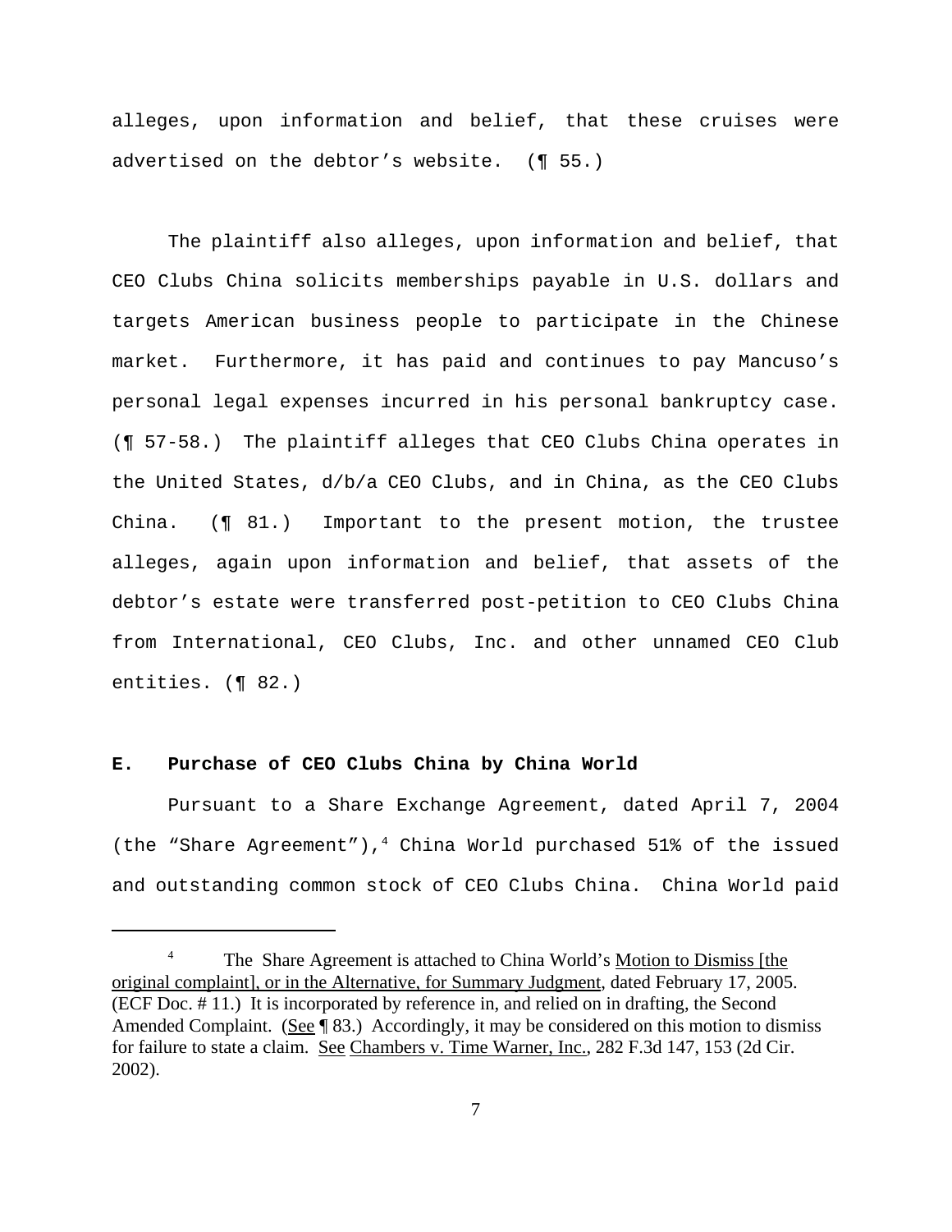alleges, upon information and belief, that these cruises were advertised on the debtor's website. (¶ 55.)

The plaintiff also alleges, upon information and belief, that CEO Clubs China solicits memberships payable in U.S. dollars and targets American business people to participate in the Chinese market. Furthermore, it has paid and continues to pay Mancuso's personal legal expenses incurred in his personal bankruptcy case. (¶ 57-58.) The plaintiff alleges that CEO Clubs China operates in the United States, d/b/a CEO Clubs, and in China, as the CEO Clubs China. (¶ 81.) Important to the present motion, the trustee alleges, again upon information and belief, that assets of the debtor's estate were transferred post-petition to CEO Clubs China from International, CEO Clubs, Inc. and other unnamed CEO Club entities. (¶ 82.)

### E. Purchase of CEO Clubs China by China World

Pursuant to a Share Exchange Agreement, dated April 7, 2004 (the "Share Agreement"),[4] China World purchased 51% of the issued and outstanding common stock of CEO Clubs China. China World paid

---

[4] The Share Agreement is attached to China World's Motion to Dismiss [the original complaint], or in the Alternative, for Summary Judgment, dated February 17, 2005. (ECF Doc. # 11.) It is incorporated by reference in, and relied on in drafting, the Second Amended Complaint. (See ¶ 83.) Accordingly, it may be considered on this motion to dismiss for failure to state a claim. See Chambers v. Time Warner, Inc., 282 F.3d 147, 153 (2d Cir. 2002).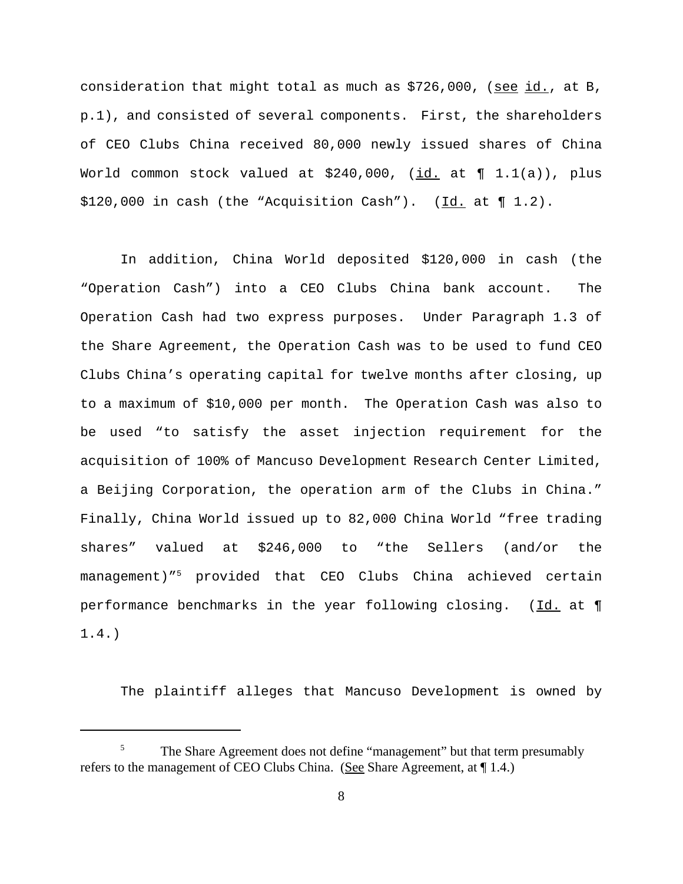consideration that might total as much as $726,000, (see id., at B, p.1), and consisted of several components. First, the shareholders of CEO Clubs China received 80,000 newly issued shares of China World common stock valued at $240,000, (id. at ¶ 1.1(a)), plus $120,000 in cash (the "Acquisition Cash"). (Id. at ¶ 1.2).

In addition, China World deposited $120,000 in cash (the "Operation Cash") into a CEO Clubs China bank account. The Operation Cash had two express purposes. Under Paragraph 1.3 of the Share Agreement, the Operation Cash was to be used to fund CEO Clubs China's operating capital for twelve months after closing, up to a maximum of $10,000 per month. The Operation Cash was also to be used "to satisfy the asset injection requirement for the acquisition of 100% of Mancuso Development Research Center Limited, a Beijing Corporation, the operation arm of the Clubs in China." Finally, China World issued up to 82,000 China World "free trading shares" valued at $246,000 to "the Sellers (and/or the management)"[5] provided that CEO Clubs China achieved certain performance benchmarks in the year following closing. (Id. at ¶ 1.4.)

The plaintiff alleges that Mancuso Development is owned by

---

[5] The Share Agreement does not define "management" but that term presumably refers to the management of CEO Clubs China. (See Share Agreement, at ¶ 1.4.)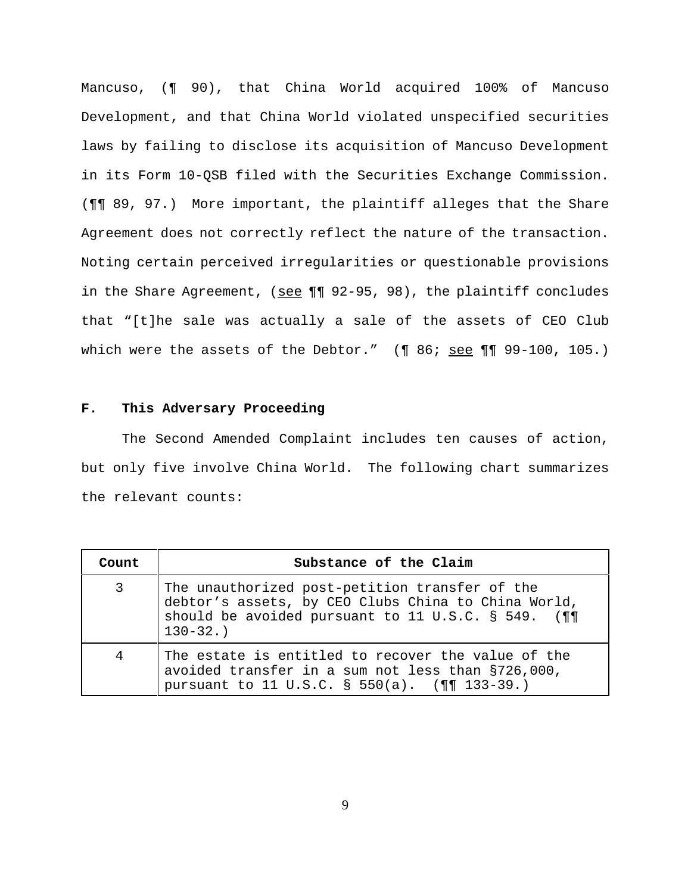Mancuso, (¶ 90), that China World acquired 100% of Mancuso Development, and that China World violated unspecified securities laws by failing to disclose its acquisition of Mancuso Development in its Form 10-QSB filed with the Securities Exchange Commission. (¶¶ 89, 97.) More important, the plaintiff alleges that the Share Agreement does not correctly reflect the nature of the transaction. Noting certain perceived irregularities or questionable provisions in the Share Agreement, (see ¶¶ 92-95, 98), the plaintiff concludes that "[t]he sale was actually a sale of the assets of CEO Club which were the assets of the Debtor." (¶ 86; see ¶¶ 99-100, 105.)

### F. This Adversary Proceeding

The Second Amended Complaint includes ten causes of action, but only five involve China World. The following chart summarizes the relevant counts:

| Count | Substance of the Claim |
|---|---|
| 3 | The unauthorized post-petition transfer of the debtor's assets, by CEO Clubs China to China World, should be avoided pursuant to 11 U.S.C. § 549. (¶¶ 130-32.) |
| 4 | The estate is entitled to recover the value of the avoided transfer in a sum not less than §726,000, pursuant to 11 U.S.C. § 550(a). (¶¶ 133-39.) |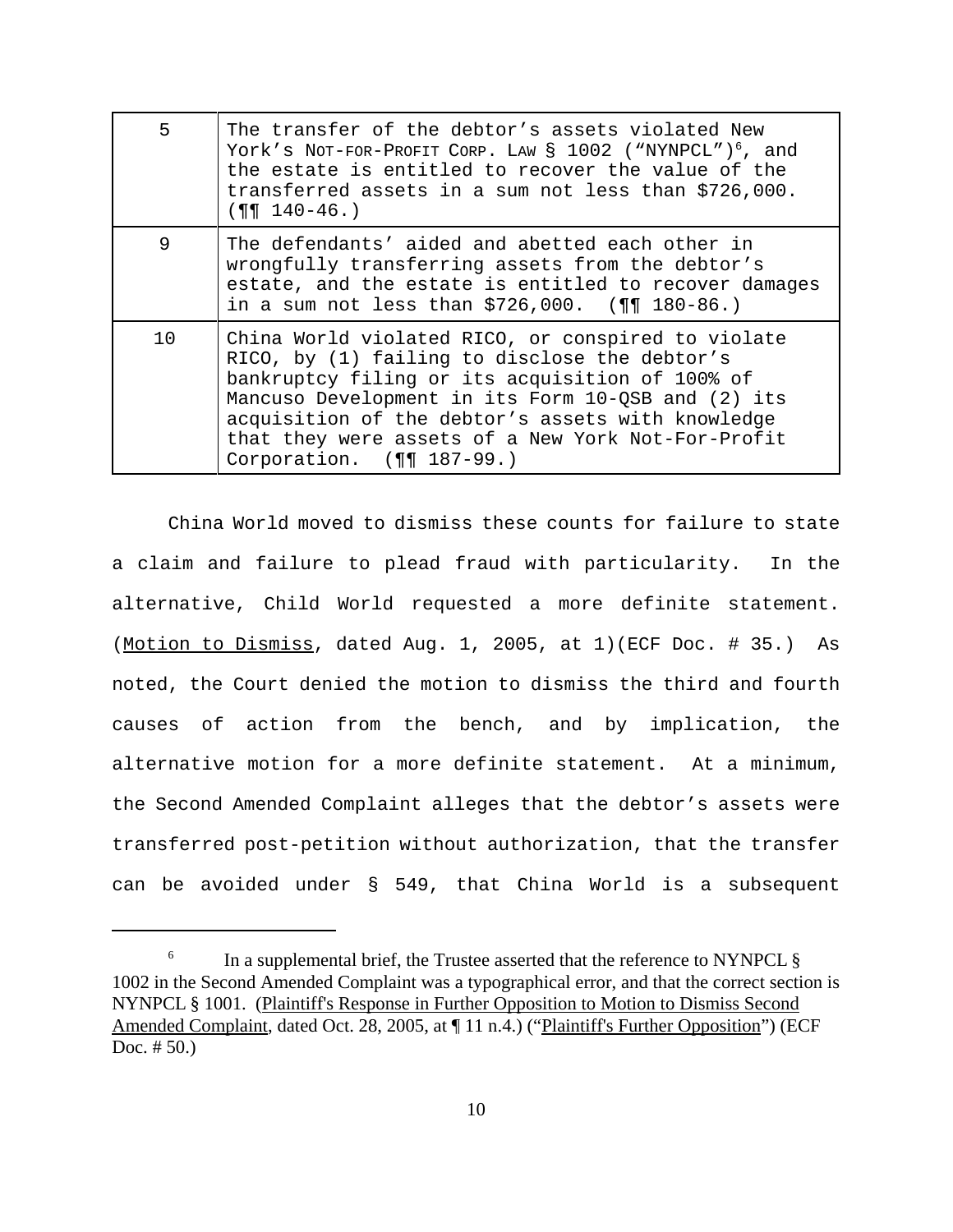| 5 | The transfer of the debtor's assets violated New York's NOT-FOR-PROFIT CORP. LAW § 1002 ("NYNPCL")[6], and the estate is entitled to recover the value of the transferred assets in a sum not less than $726,000. (¶¶ 140-46.) |
|---|---|
| 9 | The defendants' aided and abetted each other in wrongfully transferring assets from the debtor's estate, and the estate is entitled to recover damages in a sum not less than $726,000. (¶¶ 180-86.) |
| 10 | China World violated RICO, or conspired to violate RICO, by (1) failing to disclose the debtor's bankruptcy filing or its acquisition of 100% of Mancuso Development in its Form 10-QSB and (2) its acquisition of the debtor's assets with knowledge that they were assets of a New York Not-For-Profit Corporation. (¶¶ 187-99.) |

China World moved to dismiss these counts for failure to state a claim and failure to plead fraud with particularity. In the alternative, Child World requested a more definite statement. (Motion to Dismiss, dated Aug. 1, 2005, at 1)(ECF Doc. # 35.) As noted, the Court denied the motion to dismiss the third and fourth causes of action from the bench, and by implication, the alternative motion for a more definite statement. At a minimum, the Second Amended Complaint alleges that the debtor's assets were transferred post-petition without authorization, that the transfer can be avoided under § 549, that China World is a subsequent

---

[6] In a supplemental brief, the Trustee asserted that the reference to NYNPCL § 1002 in the Second Amended Complaint was a typographical error, and that the correct section is NYNPCL § 1001. (Plaintiff's Response in Further Opposition to Motion to Dismiss Second Amended Complaint, dated Oct. 28, 2005, at ¶ 11 n.4.) ("Plaintiff's Further Opposition") (ECF Doc. # 50.)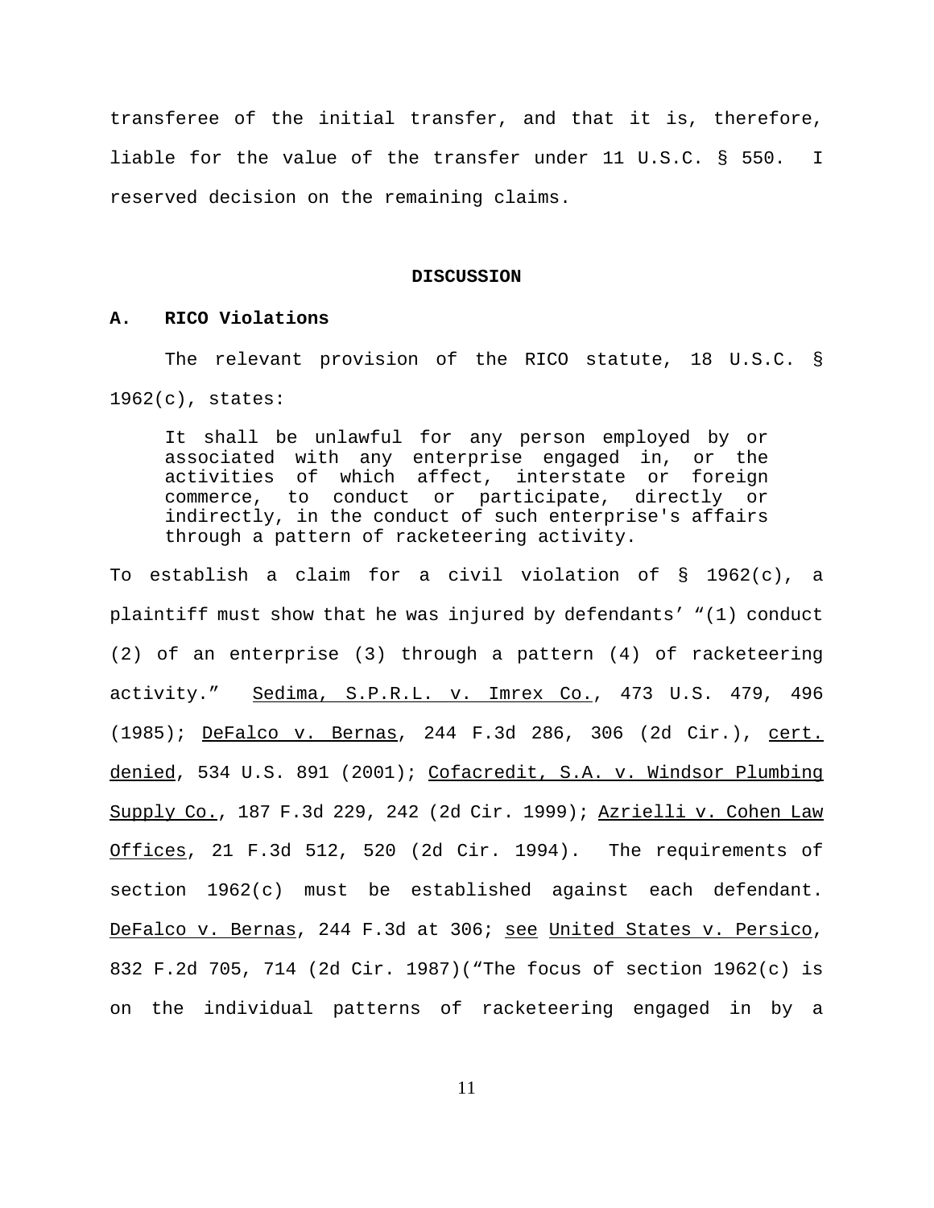transferee of the initial transfer, and that it is, therefore, liable for the value of the transfer under 11 U.S.C. § 550. I reserved decision on the remaining claims.

## DISCUSSION

### A. RICO Violations

The relevant provision of the RICO statute, 18 U.S.C. § 1962(c), states:

> It shall be unlawful for any person employed by or associated with any enterprise engaged in, or the activities of which affect, interstate or foreign commerce, to conduct or participate, directly or indirectly, in the conduct of such enterprise's affairs through a pattern of racketeering activity.

To establish a claim for a civil violation of § 1962(c), a plaintiff must show that he was injured by defendants' "(1) conduct (2) of an enterprise (3) through a pattern (4) of racketeering activity." Sedima, S.P.R.L. v. Imrex Co., 473 U.S. 479, 496 (1985); DeFalco v. Bernas, 244 F.3d 286, 306 (2d Cir.), cert. denied, 534 U.S. 891 (2001); Cofacredit, S.A. v. Windsor Plumbing Supply Co., 187 F.3d 229, 242 (2d Cir. 1999); Azrielli v. Cohen Law Offices, 21 F.3d 512, 520 (2d Cir. 1994). The requirements of section 1962(c) must be established against each defendant. DeFalco v. Bernas, 244 F.3d at 306; see United States v. Persico, 832 F.2d 705, 714 (2d Cir. 1987)("The focus of section 1962(c) is on the individual patterns of racketeering engaged in by a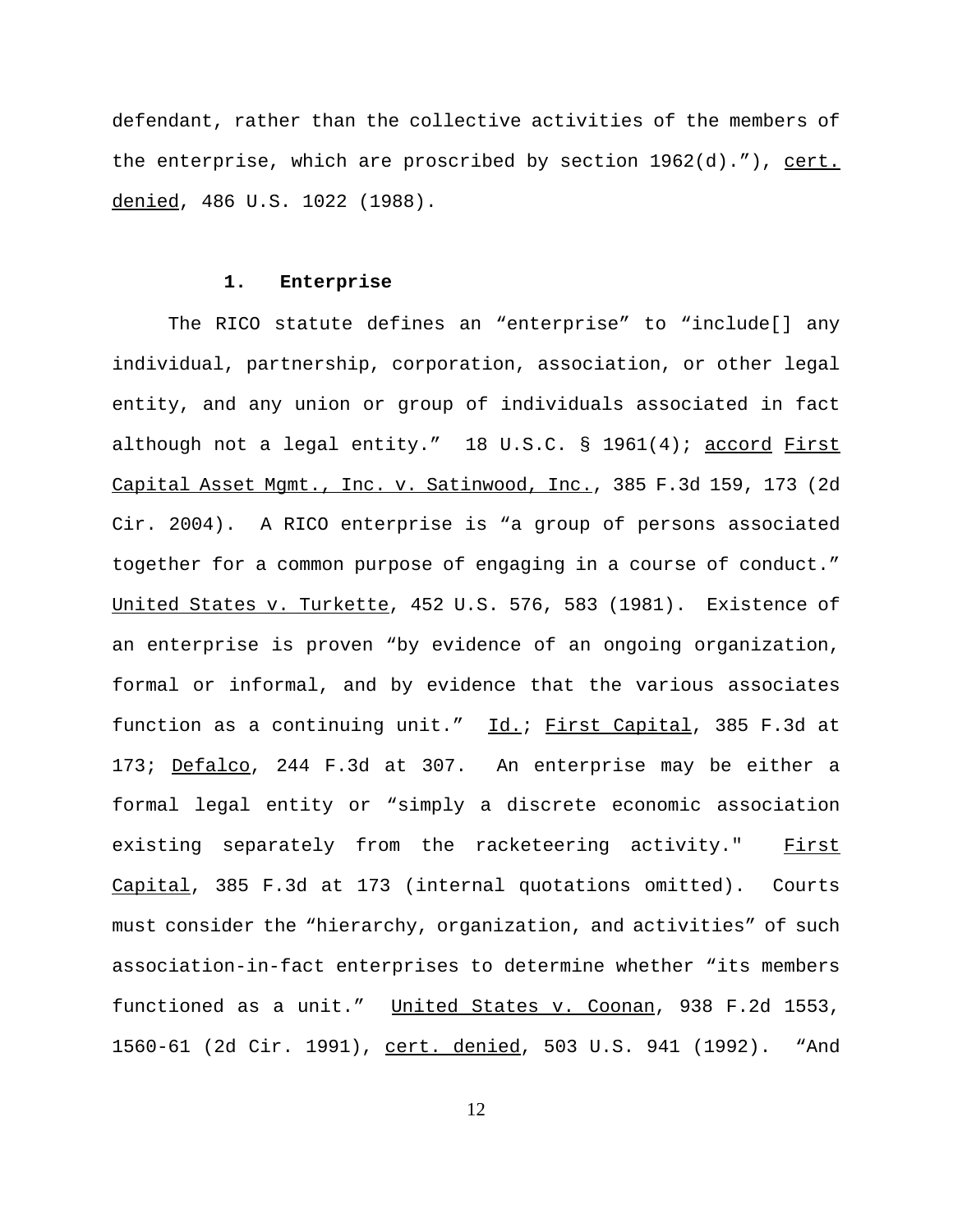defendant, rather than the collective activities of the members of the enterprise, which are proscribed by section 1962(d)."), cert. denied, 486 U.S. 1022 (1988).

### 1. Enterprise

The RICO statute defines an "enterprise" to "include[] any individual, partnership, corporation, association, or other legal entity, and any union or group of individuals associated in fact although not a legal entity." 18 U.S.C. § 1961(4); accord First Capital Asset Mgmt., Inc. v. Satinwood, Inc., 385 F.3d 159, 173 (2d Cir. 2004). A RICO enterprise is "a group of persons associated together for a common purpose of engaging in a course of conduct." United States v. Turkette, 452 U.S. 576, 583 (1981). Existence of an enterprise is proven "by evidence of an ongoing organization, formal or informal, and by evidence that the various associates function as a continuing unit." Id.; First Capital, 385 F.3d at 173; Defalco, 244 F.3d at 307. An enterprise may be either a formal legal entity or "simply a discrete economic association existing separately from the racketeering activity." First Capital, 385 F.3d at 173 (internal quotations omitted). Courts must consider the "hierarchy, organization, and activities" of such association-in-fact enterprises to determine whether "its members functioned as a unit." United States v. Coonan, 938 F.2d 1553, 1560-61 (2d Cir. 1991), cert. denied, 503 U.S. 941 (1992). "And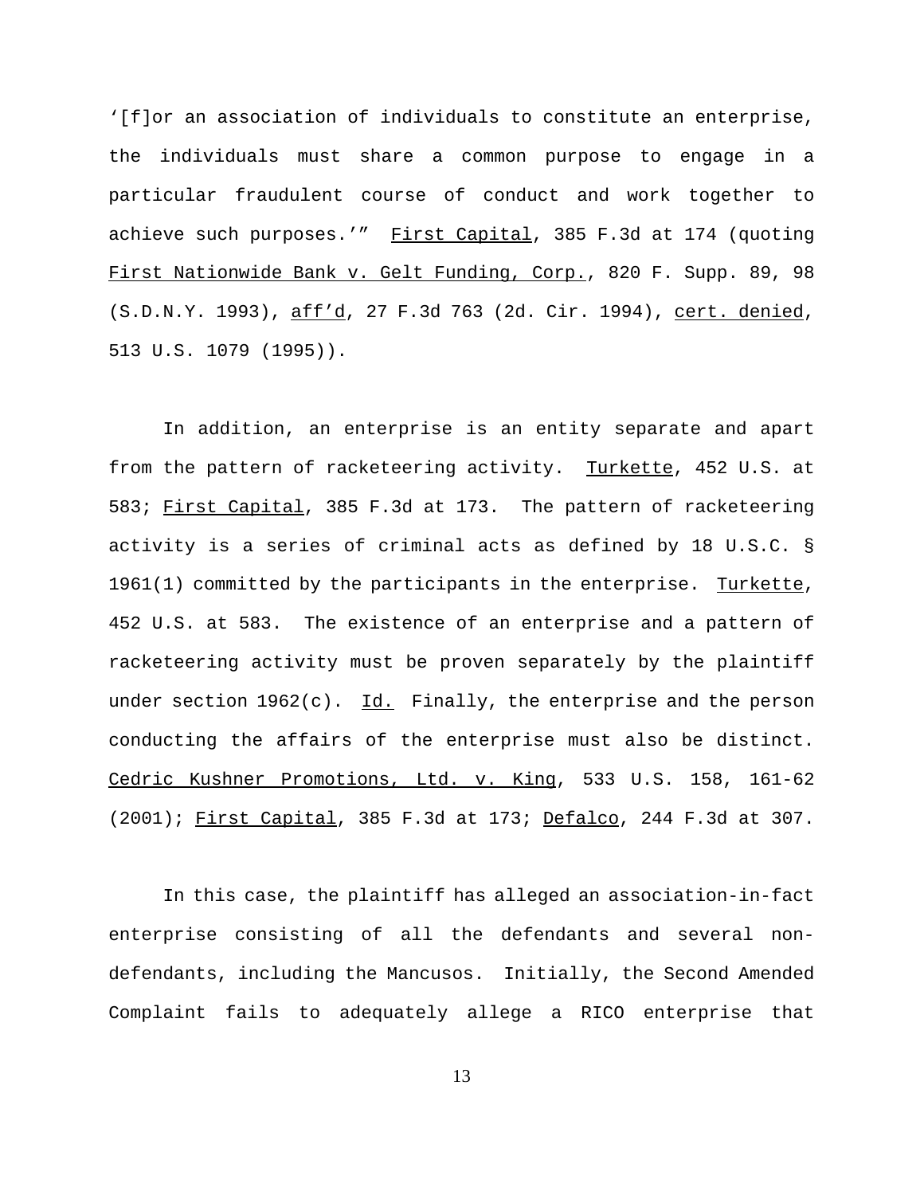‘[f]or an association of individuals to constitute an enterprise, the individuals must share a common purpose to engage in a particular fraudulent course of conduct and work together to achieve such purposes.’” First Capital, 385 F.3d at 174 (quoting First Nationwide Bank v. Gelt Funding, Corp., 820 F. Supp. 89, 98 (S.D.N.Y. 1993), aff’d, 27 F.3d 763 (2d. Cir. 1994), cert. denied, 513 U.S. 1079 (1995)).

In addition, an enterprise is an entity separate and apart from the pattern of racketeering activity. Turkette, 452 U.S. at 583; First Capital, 385 F.3d at 173. The pattern of racketeering activity is a series of criminal acts as defined by 18 U.S.C. § 1961(1) committed by the participants in the enterprise. Turkette, 452 U.S. at 583. The existence of an enterprise and a pattern of racketeering activity must be proven separately by the plaintiff under section 1962(c). Id. Finally, the enterprise and the person conducting the affairs of the enterprise must also be distinct. Cedric Kushner Promotions, Ltd. v. King, 533 U.S. 158, 161-62 (2001); First Capital, 385 F.3d at 173; Defalco, 244 F.3d at 307.

In this case, the plaintiff has alleged an association-in-fact enterprise consisting of all the defendants and several non-defendants, including the Mancusos. Initially, the Second Amended Complaint fails to adequately allege a RICO enterprise that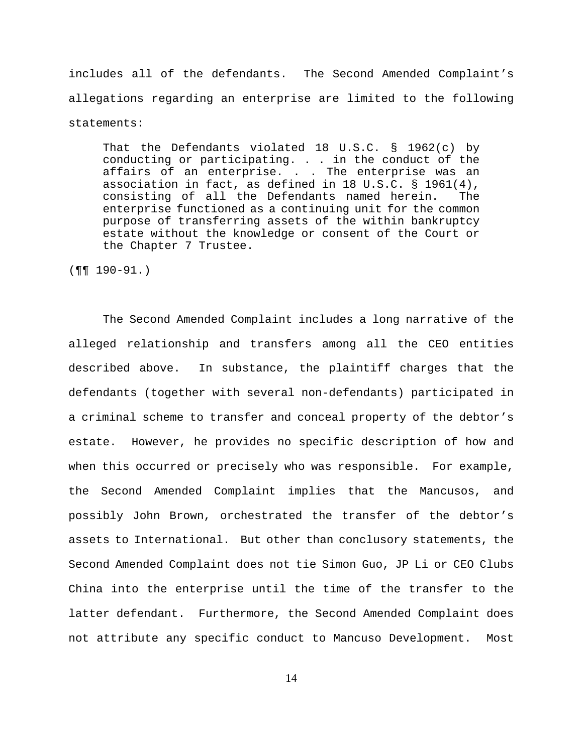includes all of the defendants. The Second Amended Complaint's allegations regarding an enterprise are limited to the following statements:

> That the Defendants violated 18 U.S.C. § 1962(c) by conducting or participating. . . in the conduct of the affairs of an enterprise. . . The enterprise was an association in fact, as defined in 18 U.S.C. § 1961(4), consisting of all the Defendants named herein. The enterprise functioned as a continuing unit for the common purpose of transferring assets of the within bankruptcy estate without the knowledge or consent of the Court or the Chapter 7 Trustee.

(¶¶ 190-91.)

The Second Amended Complaint includes a long narrative of the alleged relationship and transfers among all the CEO entities described above. In substance, the plaintiff charges that the defendants (together with several non-defendants) participated in a criminal scheme to transfer and conceal property of the debtor's estate. However, he provides no specific description of how and when this occurred or precisely who was responsible. For example, the Second Amended Complaint implies that the Mancusos, and possibly John Brown, orchestrated the transfer of the debtor's assets to International. But other than conclusory statements, the Second Amended Complaint does not tie Simon Guo, JP Li or CEO Clubs China into the enterprise until the time of the transfer to the latter defendant. Furthermore, the Second Amended Complaint does not attribute any specific conduct to Mancuso Development. Most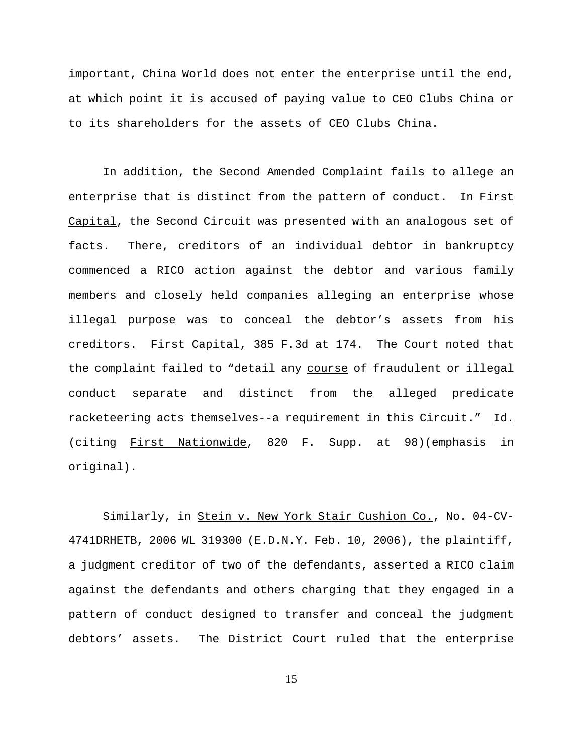important, China World does not enter the enterprise until the end, at which point it is accused of paying value to CEO Clubs China or to its shareholders for the assets of CEO Clubs China.

In addition, the Second Amended Complaint fails to allege an enterprise that is distinct from the pattern of conduct. In First Capital, the Second Circuit was presented with an analogous set of facts. There, creditors of an individual debtor in bankruptcy commenced a RICO action against the debtor and various family members and closely held companies alleging an enterprise whose illegal purpose was to conceal the debtor's assets from his creditors. First Capital, 385 F.3d at 174. The Court noted that the complaint failed to "detail any course of fraudulent or illegal conduct separate and distinct from the alleged predicate racketeering acts themselves--a requirement in this Circuit." Id. (citing First Nationwide, 820 F. Supp. at 98)(emphasis in original).

Similarly, in Stein v. New York Stair Cushion Co., No. 04-CV-4741DRHETB, 2006 WL 319300 (E.D.N.Y. Feb. 10, 2006), the plaintiff, a judgment creditor of two of the defendants, asserted a RICO claim against the defendants and others charging that they engaged in a pattern of conduct designed to transfer and conceal the judgment debtors' assets. The District Court ruled that the enterprise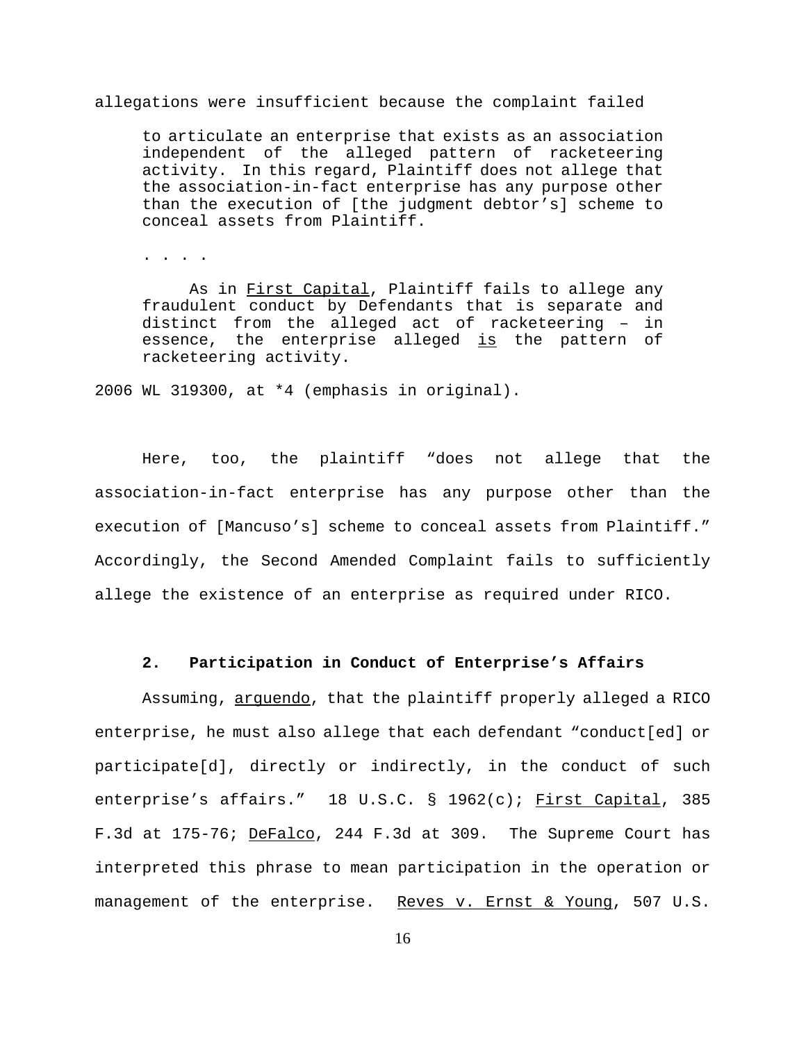allegations were insufficient because the complaint failed

> to articulate an enterprise that exists as an association independent of the alleged pattern of racketeering activity. In this regard, Plaintiff does not allege that the association-in-fact enterprise has any purpose other than the execution of [the judgment debtor's] scheme to conceal assets from Plaintiff.
>
> . . . .
>
> As in First Capital, Plaintiff fails to allege any fraudulent conduct by Defendants that is separate and distinct from the alleged act of racketeering – in essence, the enterprise alleged _is_ the pattern of racketeering activity.

2006 WL 319300, at *4 (emphasis in original).

Here, too, the plaintiff "does not allege that the association-in-fact enterprise has any purpose other than the execution of [Mancuso's] scheme to conceal assets from Plaintiff." Accordingly, the Second Amended Complaint fails to sufficiently allege the existence of an enterprise as required under RICO.

### 2. Participation in Conduct of Enterprise's Affairs

Assuming, _arguendo_, that the plaintiff properly alleged a RICO enterprise, he must also allege that each defendant "conduct[ed] or participate[d], directly or indirectly, in the conduct of such enterprise's affairs." 18 U.S.C. § 1962(c); First Capital, 385 F.3d at 175-76; DeFalco, 244 F.3d at 309. The Supreme Court has interpreted this phrase to mean participation in the operation or management of the enterprise. Reves v. Ernst & Young, 507 U.S.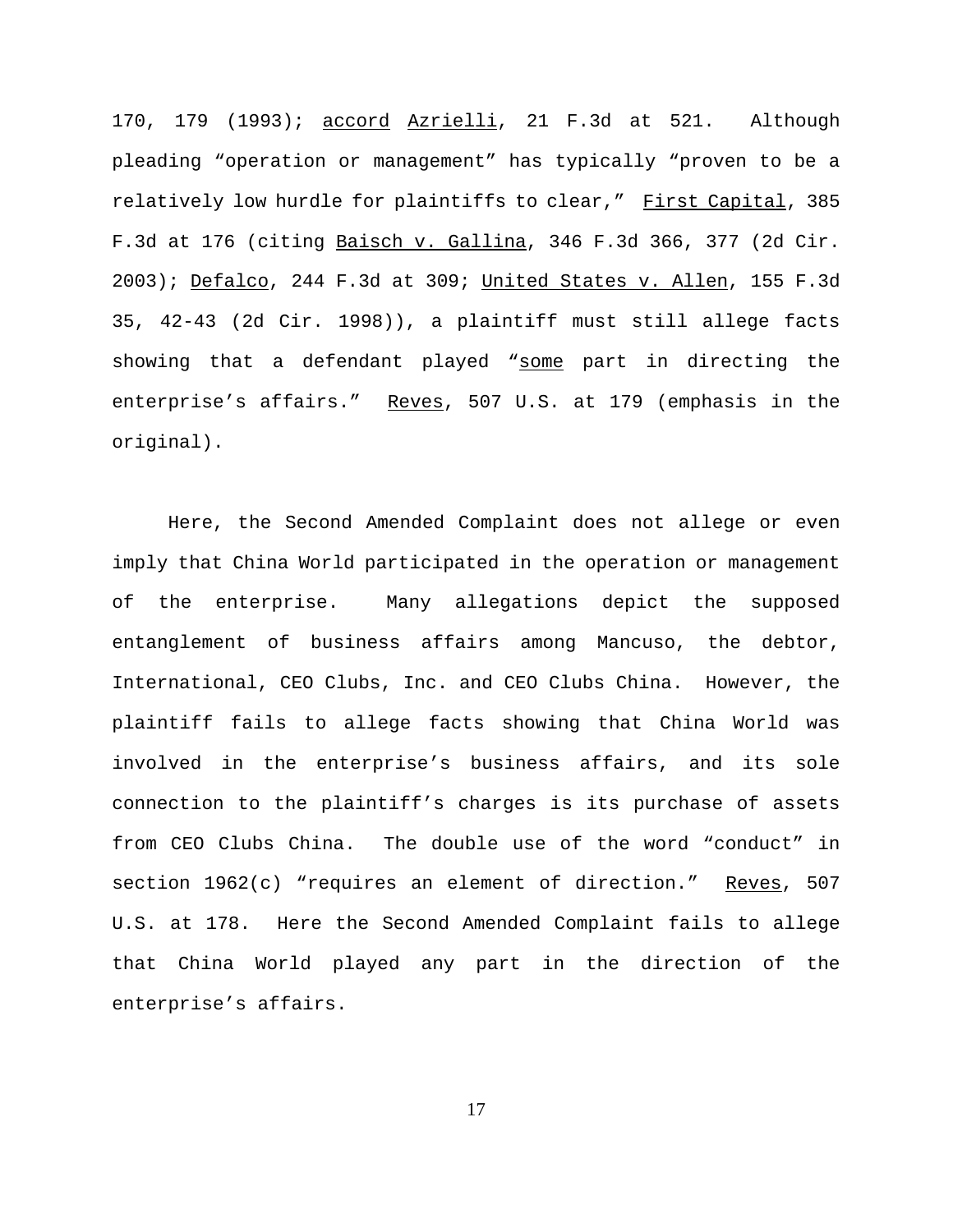170, 179 (1993); accord Azrielli, 21 F.3d at 521. Although pleading "operation or management" has typically "proven to be a relatively low hurdle for plaintiffs to clear," First Capital, 385 F.3d at 176 (citing Baisch v. Gallina, 346 F.3d 366, 377 (2d Cir. 2003); Defalco, 244 F.3d at 309; United States v. Allen, 155 F.3d 35, 42-43 (2d Cir. 1998)), a plaintiff must still allege facts showing that a defendant played "some part in directing the enterprise's affairs." Reves, 507 U.S. at 179 (emphasis in the original).

Here, the Second Amended Complaint does not allege or even imply that China World participated in the operation or management of the enterprise. Many allegations depict the supposed entanglement of business affairs among Mancuso, the debtor, International, CEO Clubs, Inc. and CEO Clubs China. However, the plaintiff fails to allege facts showing that China World was involved in the enterprise's business affairs, and its sole connection to the plaintiff's charges is its purchase of assets from CEO Clubs China. The double use of the word "conduct" in section 1962(c) "requires an element of direction." Reves, 507 U.S. at 178. Here the Second Amended Complaint fails to allege that China World played any part in the direction of the enterprise's affairs.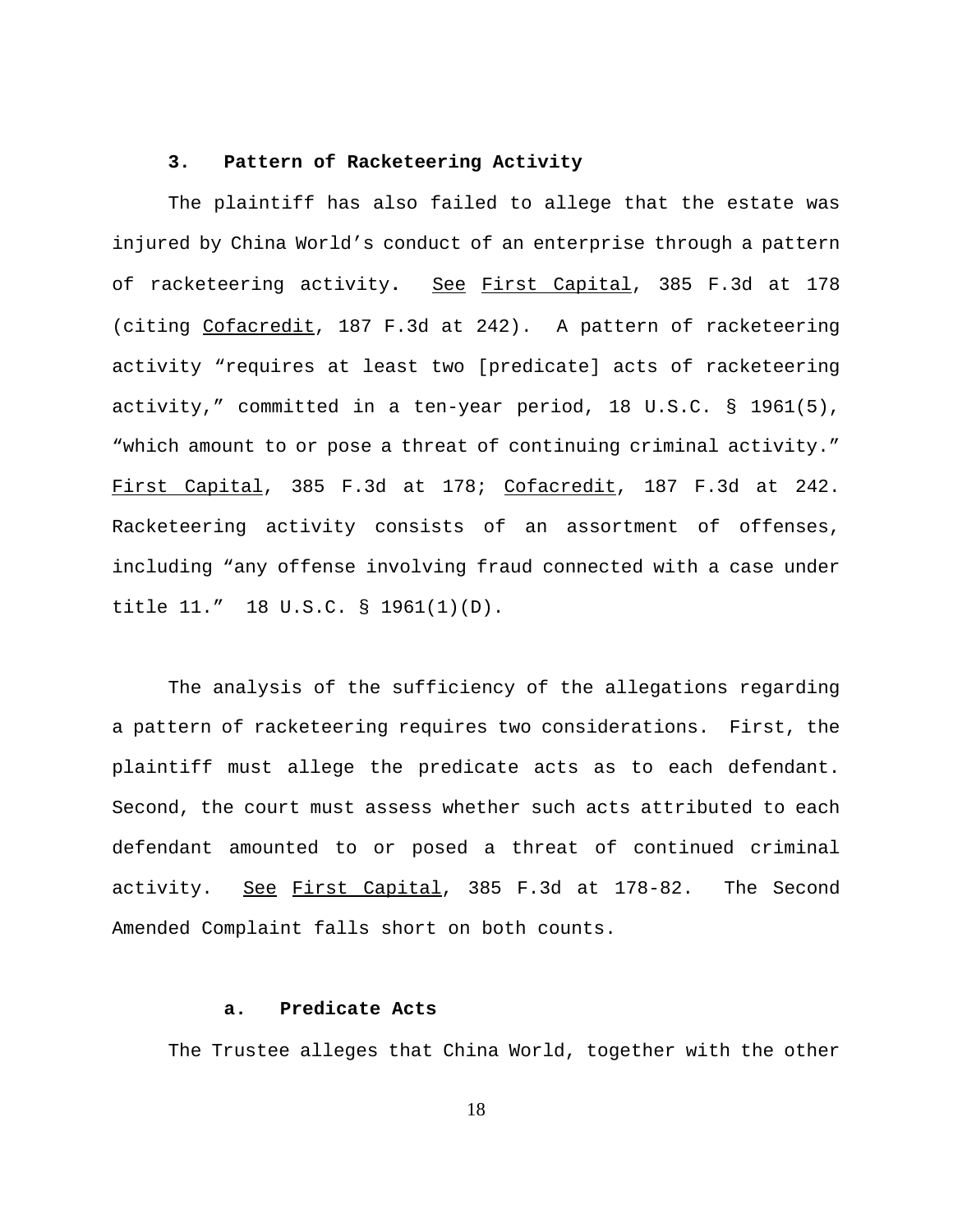### 3. Pattern of Racketeering Activity

The plaintiff has also failed to allege that the estate was injured by China World's conduct of an enterprise through a pattern of racketeering activity. See First Capital, 385 F.3d at 178 (citing Cofacredit, 187 F.3d at 242). A pattern of racketeering activity "requires at least two [predicate] acts of racketeering activity," committed in a ten-year period, 18 U.S.C. § 1961(5), "which amount to or pose a threat of continuing criminal activity." First Capital, 385 F.3d at 178; Cofacredit, 187 F.3d at 242. Racketeering activity consists of an assortment of offenses, including "any offense involving fraud connected with a case under title 11." 18 U.S.C. § 1961(1)(D).

The analysis of the sufficiency of the allegations regarding a pattern of racketeering requires two considerations. First, the plaintiff must allege the predicate acts as to each defendant. Second, the court must assess whether such acts attributed to each defendant amounted to or posed a threat of continued criminal activity. See First Capital, 385 F.3d at 178-82. The Second Amended Complaint falls short on both counts.

#### a. Predicate Acts

The Trustee alleges that China World, together with the other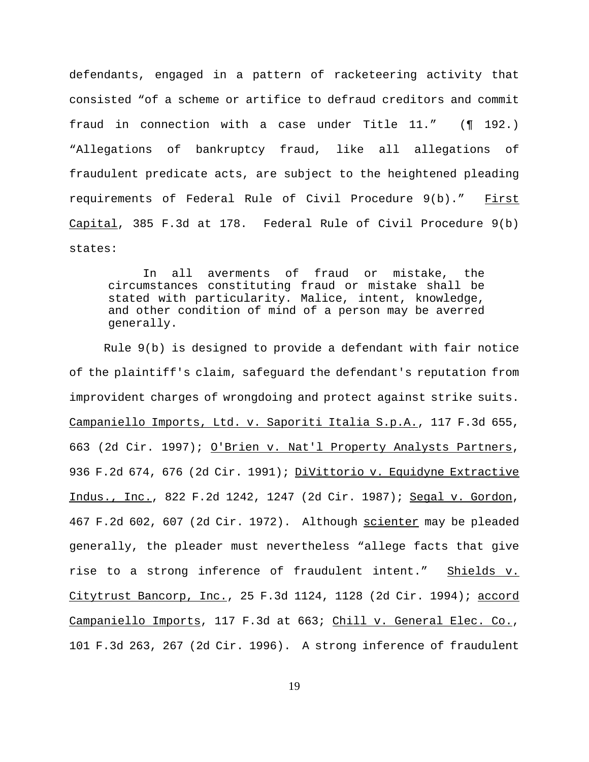defendants, engaged in a pattern of racketeering activity that consisted "of a scheme or artifice to defraud creditors and commit fraud in connection with a case under Title 11." (¶ 192.) "Allegations of bankruptcy fraud, like all allegations of fraudulent predicate acts, are subject to the heightened pleading requirements of Federal Rule of Civil Procedure 9(b)." First Capital, 385 F.3d at 178. Federal Rule of Civil Procedure 9(b) states:

> In all averments of fraud or mistake, the circumstances constituting fraud or mistake shall be stated with particularity. Malice, intent, knowledge, and other condition of mind of a person may be averred generally.

Rule 9(b) is designed to provide a defendant with fair notice of the plaintiff's claim, safeguard the defendant's reputation from improvident charges of wrongdoing and protect against strike suits. Campaniello Imports, Ltd. v. Saporiti Italia S.p.A., 117 F.3d 655, 663 (2d Cir. 1997); O'Brien v. Nat'l Property Analysts Partners, 936 F.2d 674, 676 (2d Cir. 1991); DiVittorio v. Equidyne Extractive Indus., Inc., 822 F.2d 1242, 1247 (2d Cir. 1987); Segal v. Gordon, 467 F.2d 602, 607 (2d Cir. 1972). Although scienter may be pleaded generally, the pleader must nevertheless "allege facts that give rise to a strong inference of fraudulent intent." Shields v. Citytrust Bancorp, Inc., 25 F.3d 1124, 1128 (2d Cir. 1994); accord Campaniello Imports, 117 F.3d at 663; Chill v. General Elec. Co., 101 F.3d 263, 267 (2d Cir. 1996). A strong inference of fraudulent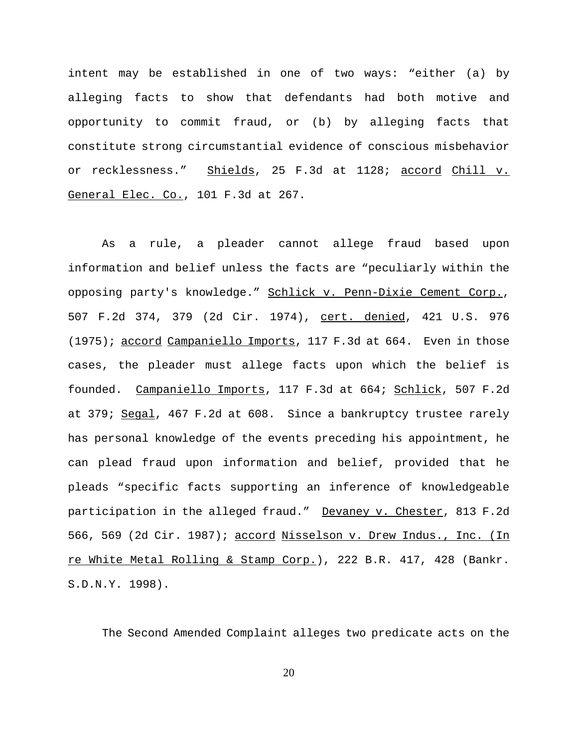intent may be established in one of two ways: "either (a) by alleging facts to show that defendants had both motive and opportunity to commit fraud, or (b) by alleging facts that constitute strong circumstantial evidence of conscious misbehavior or recklessness." Shields, 25 F.3d at 1128; accord Chill v. General Elec. Co., 101 F.3d at 267.

As a rule, a pleader cannot allege fraud based upon information and belief unless the facts are "peculiarly within the opposing party's knowledge." Schlick v. Penn-Dixie Cement Corp., 507 F.2d 374, 379 (2d Cir. 1974), cert. denied, 421 U.S. 976 (1975); accord Campaniello Imports, 117 F.3d at 664. Even in those cases, the pleader must allege facts upon which the belief is founded. Campaniello Imports, 117 F.3d at 664; Schlick, 507 F.2d at 379; Segal, 467 F.2d at 608. Since a bankruptcy trustee rarely has personal knowledge of the events preceding his appointment, he can plead fraud upon information and belief, provided that he pleads "specific facts supporting an inference of knowledgeable participation in the alleged fraud." Devaney v. Chester, 813 F.2d 566, 569 (2d Cir. 1987); accord Nisselson v. Drew Indus., Inc. (In re White Metal Rolling & Stamp Corp.), 222 B.R. 417, 428 (Bankr. S.D.N.Y. 1998).

The Second Amended Complaint alleges two predicate acts on the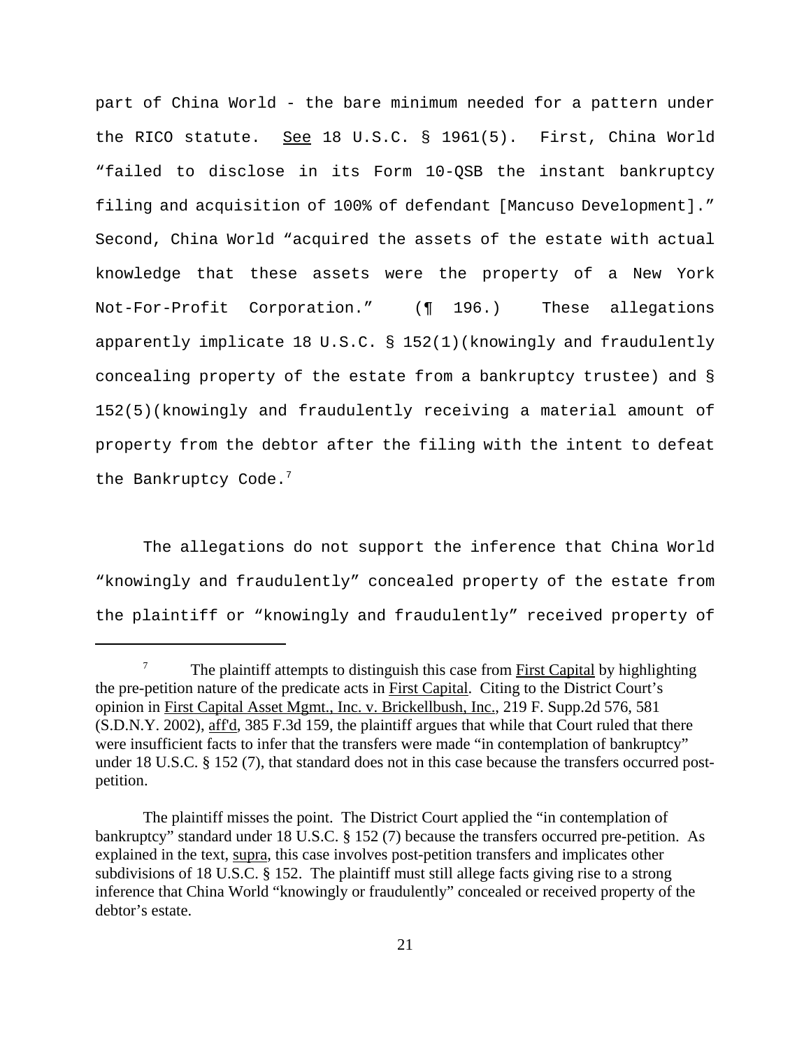part of China World - the bare minimum needed for a pattern under the RICO statute. See 18 U.S.C. § 1961(5). First, China World "failed to disclose in its Form 10-QSB the instant bankruptcy filing and acquisition of 100% of defendant [Mancuso Development]." Second, China World "acquired the assets of the estate with actual knowledge that these assets were the property of a New York Not-For-Profit Corporation." (¶ 196.) These allegations apparently implicate 18 U.S.C. § 152(1)(knowingly and fraudulently concealing property of the estate from a bankruptcy trustee) and § 152(5)(knowingly and fraudulently receiving a material amount of property from the debtor after the filing with the intent to defeat the Bankruptcy Code.[7]

The allegations do not support the inference that China World "knowingly and fraudulently" concealed property of the estate from the plaintiff or "knowingly and fraudulently" received property of

---

[7] The plaintiff attempts to distinguish this case from First Capital by highlighting the pre-petition nature of the predicate acts in First Capital. Citing to the District Court's opinion in First Capital Asset Mgmt., Inc. v. Brickellbush, Inc., 219 F. Supp.2d 576, 581 (S.D.N.Y. 2002), aff'd, 385 F.3d 159, the plaintiff argues that while that Court ruled that there were insufficient facts to infer that the transfers were made "in contemplation of bankruptcy" under 18 U.S.C. § 152 (7), that standard does not in this case because the transfers occurred post-petition.

The plaintiff misses the point. The District Court applied the "in contemplation of bankruptcy" standard under 18 U.S.C. § 152 (7) because the transfers occurred pre-petition. As explained in the text, supra, this case involves post-petition transfers and implicates other subdivisions of 18 U.S.C. § 152. The plaintiff must still allege facts giving rise to a strong inference that China World "knowingly or fraudulently" concealed or received property of the debtor's estate.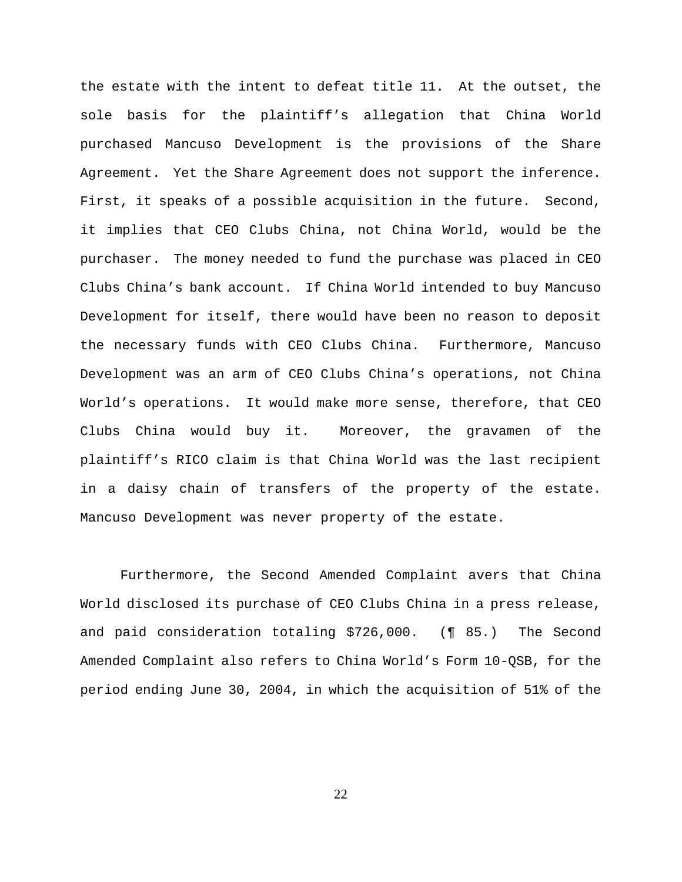the estate with the intent to defeat title 11. At the outset, the sole basis for the plaintiff's allegation that China World purchased Mancuso Development is the provisions of the Share Agreement. Yet the Share Agreement does not support the inference. First, it speaks of a possible acquisition in the future. Second, it implies that CEO Clubs China, not China World, would be the purchaser. The money needed to fund the purchase was placed in CEO Clubs China's bank account. If China World intended to buy Mancuso Development for itself, there would have been no reason to deposit the necessary funds with CEO Clubs China. Furthermore, Mancuso Development was an arm of CEO Clubs China's operations, not China World's operations. It would make more sense, therefore, that CEO Clubs China would buy it. Moreover, the gravamen of the plaintiff's RICO claim is that China World was the last recipient in a daisy chain of transfers of the property of the estate. Mancuso Development was never property of the estate.

Furthermore, the Second Amended Complaint avers that China World disclosed its purchase of CEO Clubs China in a press release, and paid consideration totaling $726,000. (¶ 85.) The Second Amended Complaint also refers to China World's Form 10-QSB, for the period ending June 30, 2004, in which the acquisition of 51% of the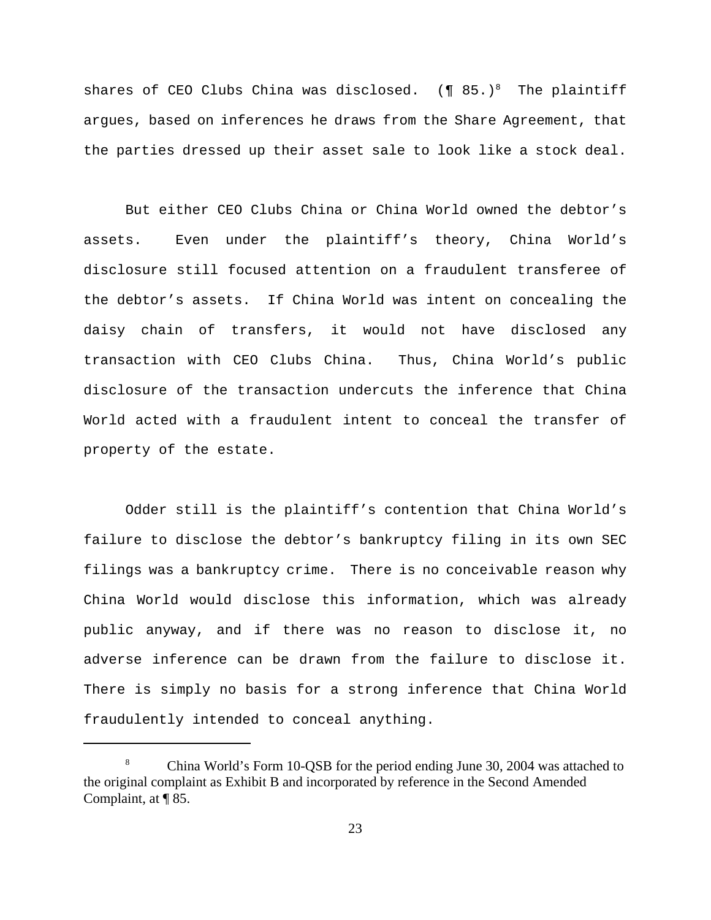shares of CEO Clubs China was disclosed. (¶ 85.)[8] The plaintiff argues, based on inferences he draws from the Share Agreement, that the parties dressed up their asset sale to look like a stock deal.

But either CEO Clubs China or China World owned the debtor's assets. Even under the plaintiff's theory, China World's disclosure still focused attention on a fraudulent transferee of the debtor's assets. If China World was intent on concealing the daisy chain of transfers, it would not have disclosed any transaction with CEO Clubs China. Thus, China World's public disclosure of the transaction undercuts the inference that China World acted with a fraudulent intent to conceal the transfer of property of the estate.

Odder still is the plaintiff's contention that China World's failure to disclose the debtor's bankruptcy filing in its own SEC filings was a bankruptcy crime. There is no conceivable reason why China World would disclose this information, which was already public anyway, and if there was no reason to disclose it, no adverse inference can be drawn from the failure to disclose it. There is simply no basis for a strong inference that China World fraudulently intended to conceal anything.

---

[8] China World's Form 10-QSB for the period ending June 30, 2004 was attached to the original complaint as Exhibit B and incorporated by reference in the Second Amended Complaint, at ¶ 85.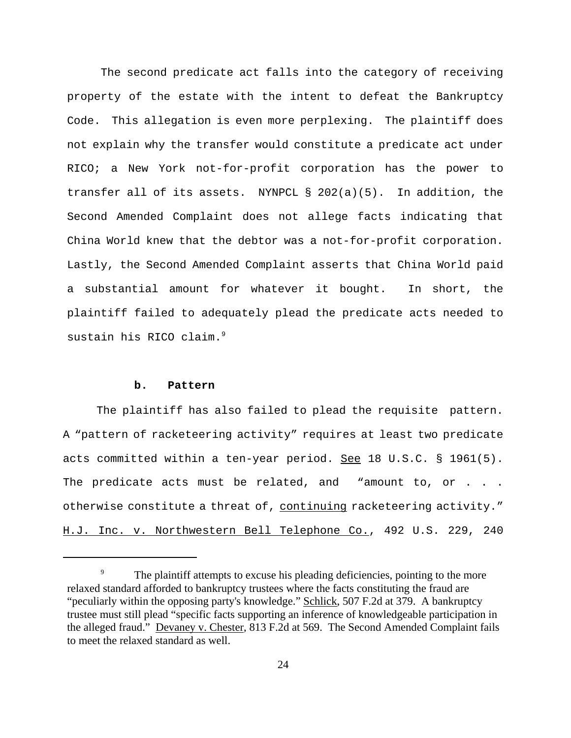The second predicate act falls into the category of receiving property of the estate with the intent to defeat the Bankruptcy Code. This allegation is even more perplexing. The plaintiff does not explain why the transfer would constitute a predicate act under RICO; a New York not-for-profit corporation has the power to transfer all of its assets. NYNPCL § 202(a)(5). In addition, the Second Amended Complaint does not allege facts indicating that China World knew that the debtor was a not-for-profit corporation. Lastly, the Second Amended Complaint asserts that China World paid a substantial amount for whatever it bought. In short, the plaintiff failed to adequately plead the predicate acts needed to sustain his RICO claim.[9]

**b. Pattern**

The plaintiff has also failed to plead the requisite pattern. A "pattern of racketeering activity" requires at least two predicate acts committed within a ten-year period. See 18 U.S.C. § 1961(5). The predicate acts must be related, and "amount to, or . . . otherwise constitute a threat of, continuing racketeering activity." H.J. Inc. v. Northwestern Bell Telephone Co., 492 U.S. 229, 240

[9] The plaintiff attempts to excuse his pleading deficiencies, pointing to the more relaxed standard afforded to bankruptcy trustees where the facts constituting the fraud are "peculiarly within the opposing party's knowledge." Schlick, 507 F.2d at 379. A bankruptcy trustee must still plead "specific facts supporting an inference of knowledgeable participation in the alleged fraud." Devaney v. Chester, 813 F.2d at 569. The Second Amended Complaint fails to meet the relaxed standard as well.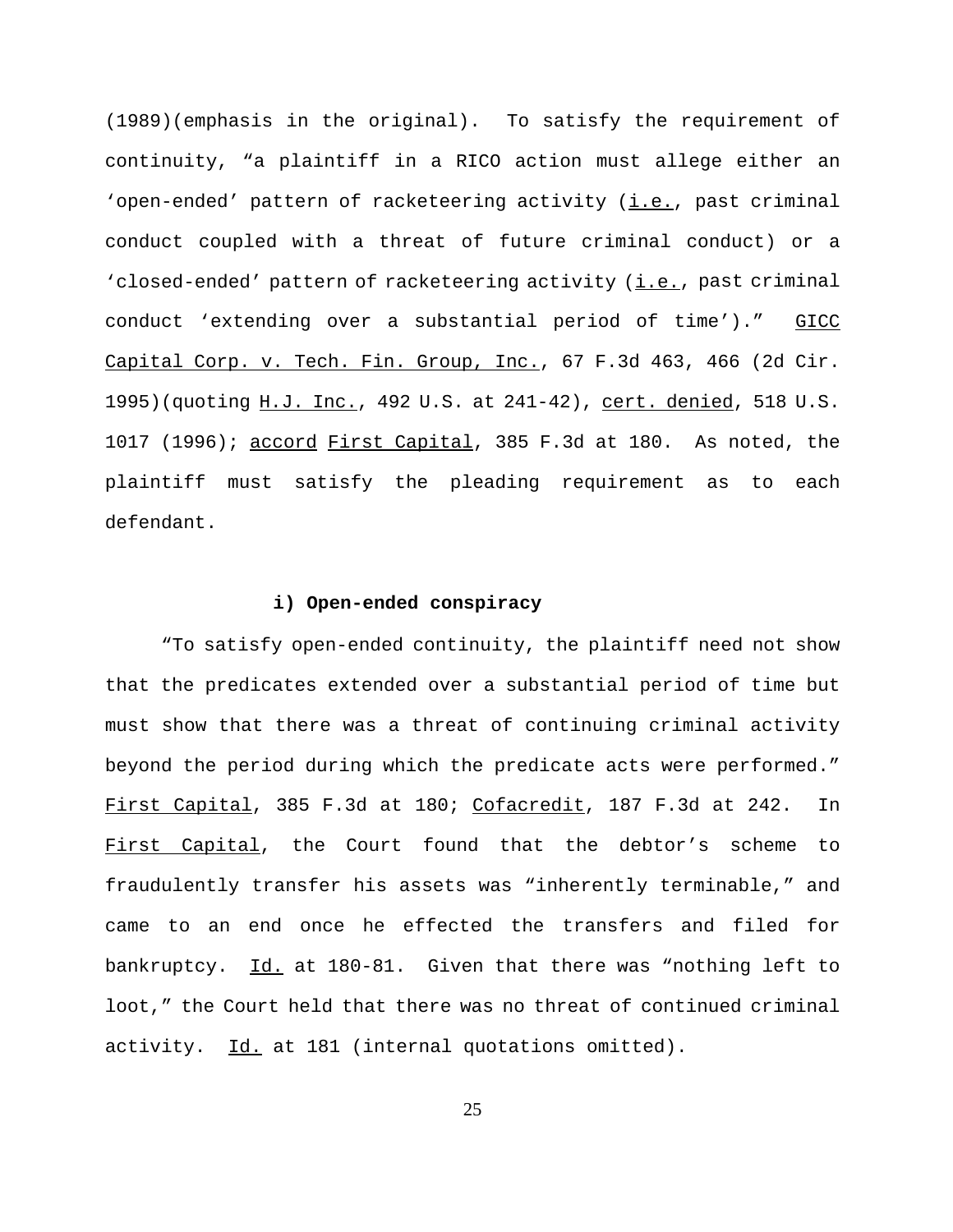(1989)(emphasis in the original). To satisfy the requirement of continuity, "a plaintiff in a RICO action must allege either an 'open-ended' pattern of racketeering activity (i.e., past criminal conduct coupled with a threat of future criminal conduct) or a 'closed-ended' pattern of racketeering activity (i.e., past criminal conduct 'extending over a substantial period of time')." GICC Capital Corp. v. Tech. Fin. Group, Inc., 67 F.3d 463, 466 (2d Cir. 1995)(quoting H.J. Inc., 492 U.S. at 241-42), cert. denied, 518 U.S. 1017 (1996); accord First Capital, 385 F.3d at 180. As noted, the plaintiff must satisfy the pleading requirement as to each defendant.

**i) Open-ended conspiracy**

"To satisfy open-ended continuity, the plaintiff need not show that the predicates extended over a substantial period of time but must show that there was a threat of continuing criminal activity beyond the period during which the predicate acts were performed." First Capital, 385 F.3d at 180; Cofacredit, 187 F.3d at 242. In First Capital, the Court found that the debtor's scheme to fraudulently transfer his assets was "inherently terminable," and came to an end once he effected the transfers and filed for bankruptcy. Id. at 180-81. Given that there was "nothing left to loot," the Court held that there was no threat of continued criminal activity. Id. at 181 (internal quotations omitted).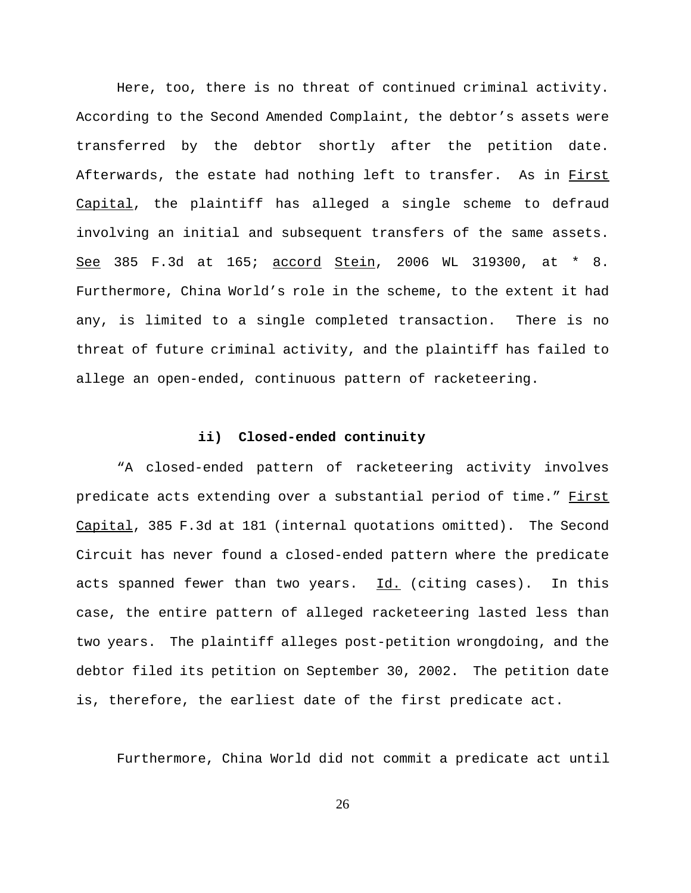Here, too, there is no threat of continued criminal activity. According to the Second Amended Complaint, the debtor's assets were transferred by the debtor shortly after the petition date. Afterwards, the estate had nothing left to transfer. As in First Capital, the plaintiff has alleged a single scheme to defraud involving an initial and subsequent transfers of the same assets. See 385 F.3d at 165; accord Stein, 2006 WL 319300, at * 8. Furthermore, China World's role in the scheme, to the extent it had any, is limited to a single completed transaction. There is no threat of future criminal activity, and the plaintiff has failed to allege an open-ended, continuous pattern of racketeering.

**ii) Closed-ended continuity**

"A closed-ended pattern of racketeering activity involves predicate acts extending over a substantial period of time." First Capital, 385 F.3d at 181 (internal quotations omitted). The Second Circuit has never found a closed-ended pattern where the predicate acts spanned fewer than two years. Id. (citing cases). In this case, the entire pattern of alleged racketeering lasted less than two years. The plaintiff alleges post-petition wrongdoing, and the debtor filed its petition on September 30, 2002. The petition date is, therefore, the earliest date of the first predicate act.

Furthermore, China World did not commit a predicate act until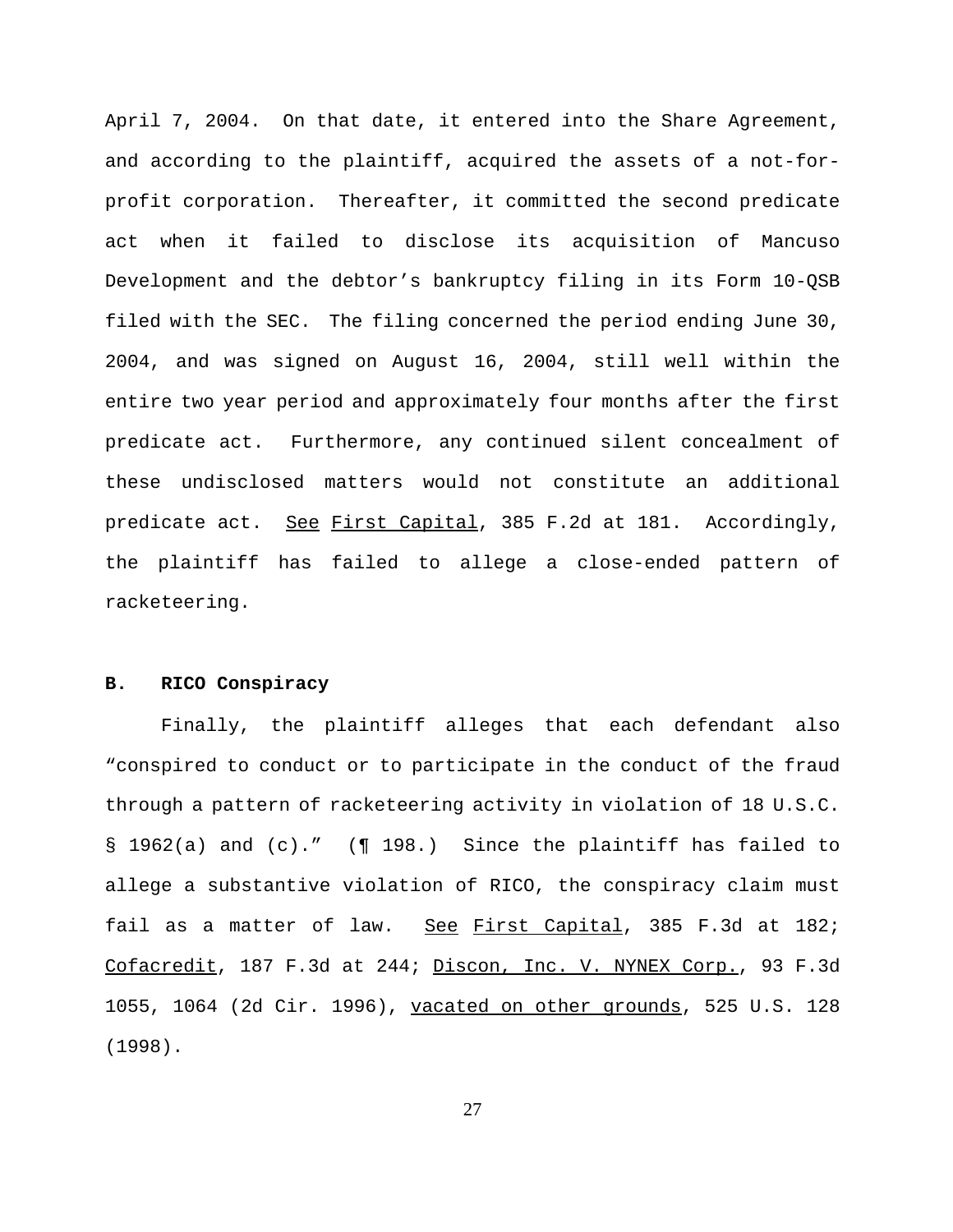April 7, 2004. On that date, it entered into the Share Agreement, and according to the plaintiff, acquired the assets of a not-for-profit corporation. Thereafter, it committed the second predicate act when it failed to disclose its acquisition of Mancuso Development and the debtor's bankruptcy filing in its Form 10-QSB filed with the SEC. The filing concerned the period ending June 30, 2004, and was signed on August 16, 2004, still well within the entire two year period and approximately four months after the first predicate act. Furthermore, any continued silent concealment of these undisclosed matters would not constitute an additional predicate act. See First Capital, 385 F.2d at 181. Accordingly, the plaintiff has failed to allege a close-ended pattern of racketeering.

**B. RICO Conspiracy**

Finally, the plaintiff alleges that each defendant also "conspired to conduct or to participate in the conduct of the fraud through a pattern of racketeering activity in violation of 18 U.S.C. § 1962(a) and (c)." (¶ 198.) Since the plaintiff has failed to allege a substantive violation of RICO, the conspiracy claim must fail as a matter of law. See First Capital, 385 F.3d at 182; Cofacredit, 187 F.3d at 244; Discon, Inc. V. NYNEX Corp., 93 F.3d 1055, 1064 (2d Cir. 1996), vacated on other grounds, 525 U.S. 128 (1998).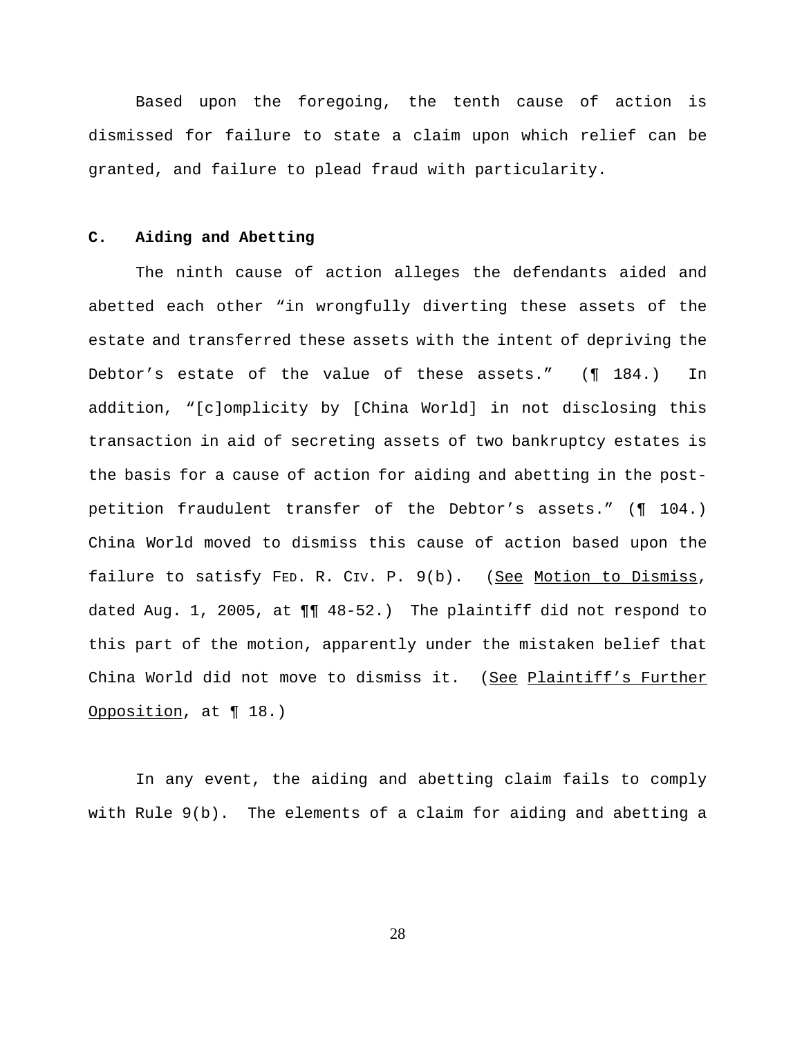Based upon the foregoing, the tenth cause of action is dismissed for failure to state a claim upon which relief can be granted, and failure to plead fraud with particularity.

**C. Aiding and Abetting**

The ninth cause of action alleges the defendants aided and abetted each other "in wrongfully diverting these assets of the estate and transferred these assets with the intent of depriving the Debtor's estate of the value of these assets." (¶ 184.) In addition, "[c]omplicity by [China World] in not disclosing this transaction in aid of secreting assets of two bankruptcy estates is the basis for a cause of action for aiding and abetting in the post-petition fraudulent transfer of the Debtor's assets." (¶ 104.) China World moved to dismiss this cause of action based upon the failure to satisfy FED. R. CIV. P. 9(b). (See Motion to Dismiss, dated Aug. 1, 2005, at ¶¶ 48-52.) The plaintiff did not respond to this part of the motion, apparently under the mistaken belief that China World did not move to dismiss it. (See Plaintiff's Further Opposition, at ¶ 18.)

In any event, the aiding and abetting claim fails to comply with Rule 9(b). The elements of a claim for aiding and abetting a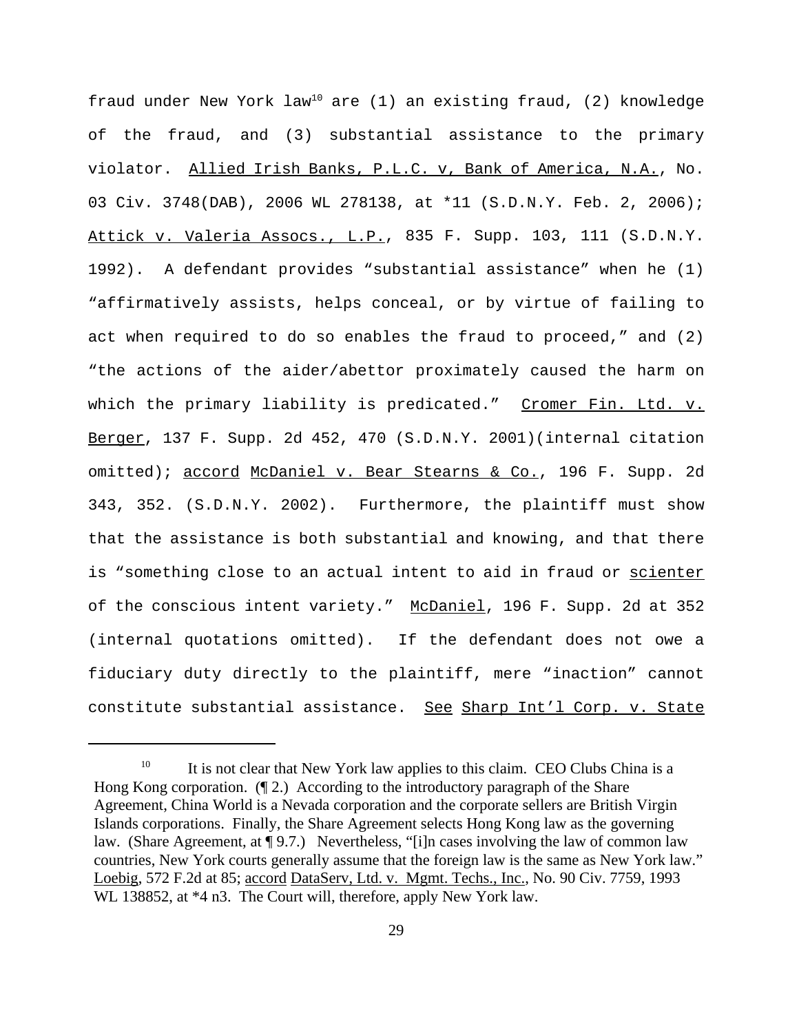fraud under New York law[10] are (1) an existing fraud, (2) knowledge of the fraud, and (3) substantial assistance to the primary violator. Allied Irish Banks, P.L.C. v, Bank of America, N.A., No. 03 Civ. 3748(DAB), 2006 WL 278138, at *11 (S.D.N.Y. Feb. 2, 2006); Attick v. Valeria Assocs., L.P., 835 F. Supp. 103, 111 (S.D.N.Y. 1992). A defendant provides "substantial assistance" when he (1) "affirmatively assists, helps conceal, or by virtue of failing to act when required to do so enables the fraud to proceed," and (2) "the actions of the aider/abettor proximately caused the harm on which the primary liability is predicated." Cromer Fin. Ltd. v. Berger, 137 F. Supp. 2d 452, 470 (S.D.N.Y. 2001)(internal citation omitted); accord McDaniel v. Bear Stearns & Co., 196 F. Supp. 2d 343, 352. (S.D.N.Y. 2002). Furthermore, the plaintiff must show that the assistance is both substantial and knowing, and that there is "something close to an actual intent to aid in fraud or scienter of the conscious intent variety." McDaniel, 196 F. Supp. 2d at 352 (internal quotations omitted). If the defendant does not owe a fiduciary duty directly to the plaintiff, mere "inaction" cannot constitute substantial assistance. See Sharp Int'l Corp. v. State

---

[10] It is not clear that New York law applies to this claim. CEO Clubs China is a Hong Kong corporation. (¶ 2.) According to the introductory paragraph of the Share Agreement, China World is a Nevada corporation and the corporate sellers are British Virgin Islands corporations. Finally, the Share Agreement selects Hong Kong law as the governing law. (Share Agreement, at ¶ 9.7.) Nevertheless, "[i]n cases involving the law of common law countries, New York courts generally assume that the foreign law is the same as New York law." Loebig, 572 F.2d at 85; accord DataServ, Ltd. v. Mgmt. Techs., Inc., No. 90 Civ. 7759, 1993 WL 138852, at *4 n3. The Court will, therefore, apply New York law.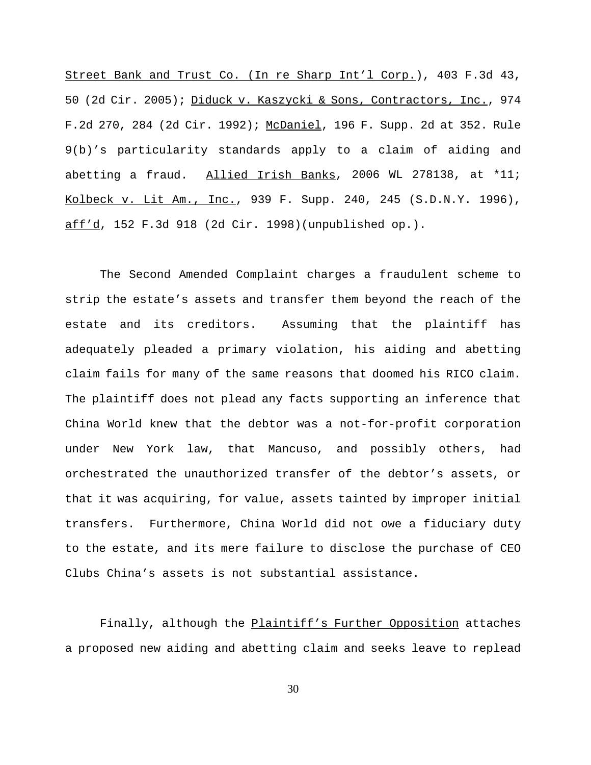Street Bank and Trust Co. (In re Sharp Int'l Corp.), 403 F.3d 43, 50 (2d Cir. 2005); Diduck v. Kaszycki & Sons, Contractors, Inc., 974 F.2d 270, 284 (2d Cir. 1992); McDaniel, 196 F. Supp. 2d at 352. Rule 9(b)'s particularity standards apply to a claim of aiding and abetting a fraud. Allied Irish Banks, 2006 WL 278138, at *11; Kolbeck v. Lit Am., Inc., 939 F. Supp. 240, 245 (S.D.N.Y. 1996), aff'd, 152 F.3d 918 (2d Cir. 1998)(unpublished op.).

The Second Amended Complaint charges a fraudulent scheme to strip the estate's assets and transfer them beyond the reach of the estate and its creditors. Assuming that the plaintiff has adequately pleaded a primary violation, his aiding and abetting claim fails for many of the same reasons that doomed his RICO claim. The plaintiff does not plead any facts supporting an inference that China World knew that the debtor was a not-for-profit corporation under New York law, that Mancuso, and possibly others, had orchestrated the unauthorized transfer of the debtor's assets, or that it was acquiring, for value, assets tainted by improper initial transfers. Furthermore, China World did not owe a fiduciary duty to the estate, and its mere failure to disclose the purchase of CEO Clubs China's assets is not substantial assistance.

Finally, although the Plaintiff's Further Opposition attaches a proposed new aiding and abetting claim and seeks leave to replead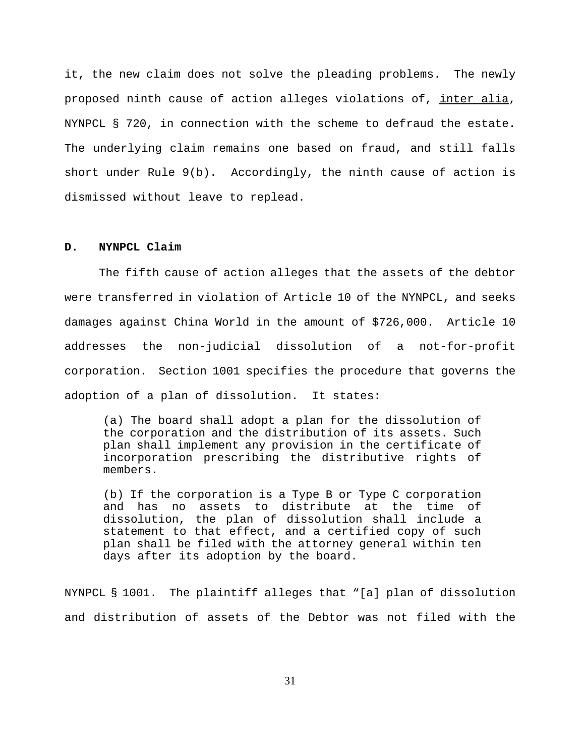it, the new claim does not solve the pleading problems. The newly proposed ninth cause of action alleges violations of, inter alia, NYNPCL § 720, in connection with the scheme to defraud the estate. The underlying claim remains one based on fraud, and still falls short under Rule 9(b). Accordingly, the ninth cause of action is dismissed without leave to replead.

### D. NYNPCL Claim

The fifth cause of action alleges that the assets of the debtor were transferred in violation of Article 10 of the NYNPCL, and seeks damages against China World in the amount of $726,000. Article 10 addresses the non-judicial dissolution of a not-for-profit corporation. Section 1001 specifies the procedure that governs the adoption of a plan of dissolution. It states:

> (a) The board shall adopt a plan for the dissolution of the corporation and the distribution of its assets. Such plan shall implement any provision in the certificate of incorporation prescribing the distributive rights of members.
>
> (b) If the corporation is a Type B or Type C corporation and has no assets to distribute at the time of dissolution, the plan of dissolution shall include a statement to that effect, and a certified copy of such plan shall be filed with the attorney general within ten days after its adoption by the board.

NYNPCL § 1001. The plaintiff alleges that "[a] plan of dissolution and distribution of assets of the Debtor was not filed with the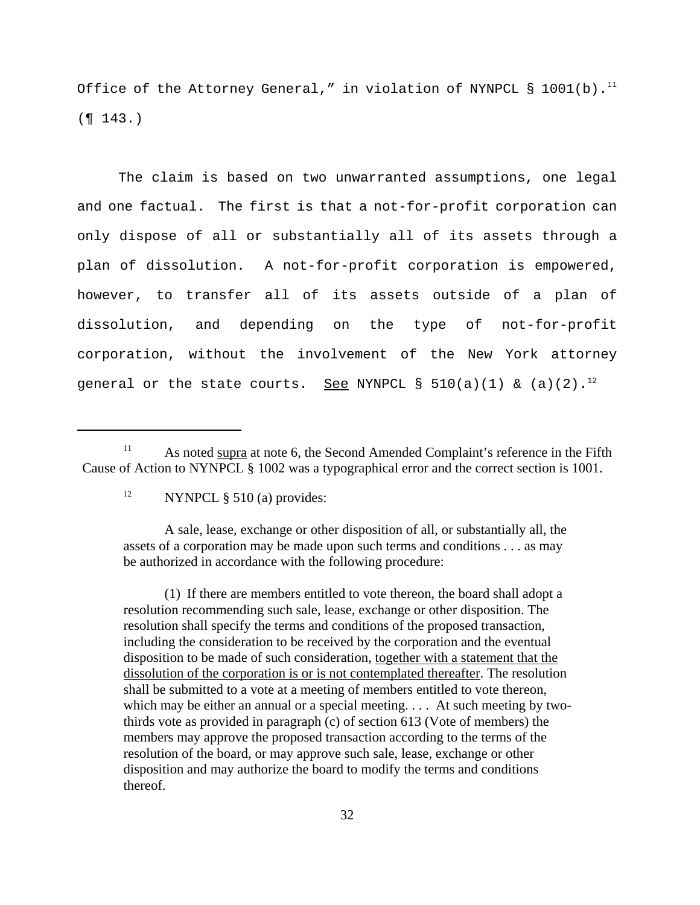Office of the Attorney General," in violation of NYNPCL § 1001(b).[11] (¶ 143.)

The claim is based on two unwarranted assumptions, one legal and one factual. The first is that a not-for-profit corporation can only dispose of all or substantially all of its assets through a plan of dissolution. A not-for-profit corporation is empowered, however, to transfer all of its assets outside of a plan of dissolution, and depending on the type of not-for-profit corporation, without the involvement of the New York attorney general or the state courts. See NYNPCL § 510(a)(1) & (a)(2).[12]

---

[11] As noted supra at note 6, the Second Amended Complaint's reference in the Fifth Cause of Action to NYNPCL § 1002 was a typographical error and the correct section is 1001.

[12] NYNPCL § 510 (a) provides:

> A sale, lease, exchange or other disposition of all, or substantially all, the assets of a corporation may be made upon such terms and conditions . . . as may be authorized in accordance with the following procedure:
>
> (1) If there are members entitled to vote thereon, the board shall adopt a resolution recommending such sale, lease, exchange or other disposition. The resolution shall specify the terms and conditions of the proposed transaction, including the consideration to be received by the corporation and the eventual disposition to be made of such consideration, together with a statement that the dissolution of the corporation is or is not contemplated thereafter. The resolution shall be submitted to a vote at a meeting of members entitled to vote thereon, which may be either an annual or a special meeting. . . . At such meeting by two-thirds vote as provided in paragraph (c) of section 613 (Vote of members) the members may approve the proposed transaction according to the terms of the resolution of the board, or may approve such sale, lease, exchange or other disposition and may authorize the board to modify the terms and conditions thereof.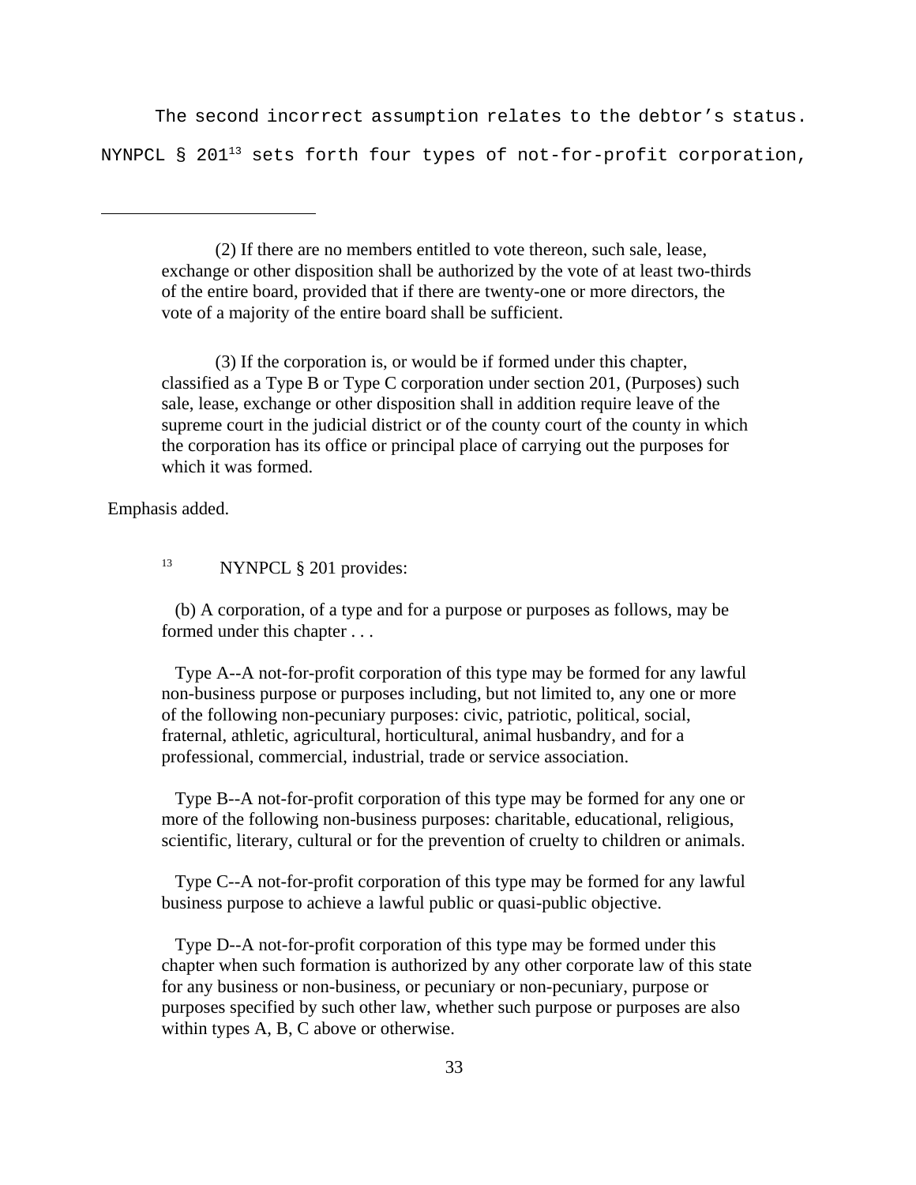The second incorrect assumption relates to the debtor's status. NYNPCL § 201[13] sets forth four types of not-for-profit corporation,

---

(2) If there are no members entitled to vote thereon, such sale, lease, exchange or other disposition shall be authorized by the vote of at least two-thirds of the entire board, provided that if there are twenty-one or more directors, the vote of a majority of the entire board shall be sufficient.

(3) If the corporation is, or would be if formed under this chapter, classified as a Type B or Type C corporation under section 201, (Purposes) such sale, lease, exchange or other disposition shall in addition require leave of the supreme court in the judicial district or of the county court of the county in which the corporation has its office or principal place of carrying out the purposes for which it was formed.

Emphasis added.

[13] NYNPCL § 201 provides:

(b) A corporation, of a type and for a purpose or purposes as follows, may be formed under this chapter . . .

Type A--A not-for-profit corporation of this type may be formed for any lawful non-business purpose or purposes including, but not limited to, any one or more of the following non-pecuniary purposes: civic, patriotic, political, social, fraternal, athletic, agricultural, horticultural, animal husbandry, and for a professional, commercial, industrial, trade or service association.

Type B--A not-for-profit corporation of this type may be formed for any one or more of the following non-business purposes: charitable, educational, religious, scientific, literary, cultural or for the prevention of cruelty to children or animals.

Type C--A not-for-profit corporation of this type may be formed for any lawful business purpose to achieve a lawful public or quasi-public objective.

Type D--A not-for-profit corporation of this type may be formed under this chapter when such formation is authorized by any other corporate law of this state for any business or non-business, or pecuniary or non-pecuniary, purpose or purposes specified by such other law, whether such purpose or purposes are also within types A, B, C above or otherwise.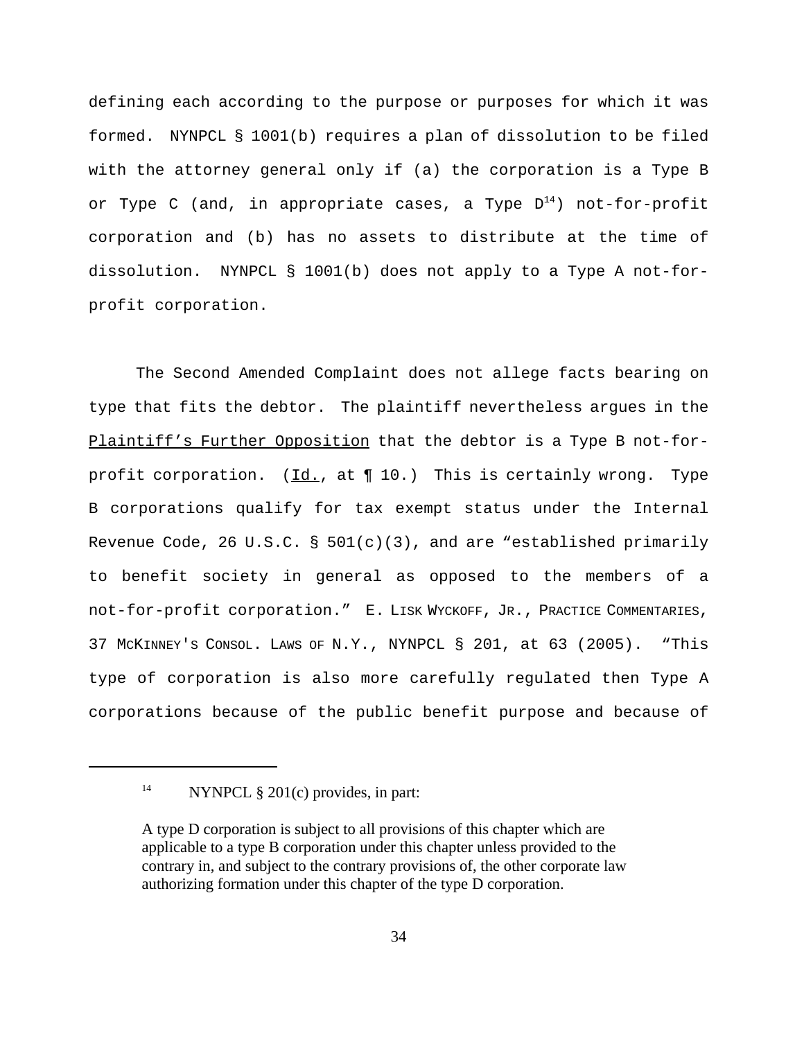defining each according to the purpose or purposes for which it was formed. NYNPCL § 1001(b) requires a plan of dissolution to be filed with the attorney general only if (a) the corporation is a Type B or Type C (and, in appropriate cases, a Type D[14]) not-for-profit corporation and (b) has no assets to distribute at the time of dissolution. NYNPCL § 1001(b) does not apply to a Type A not-for-profit corporation.

The Second Amended Complaint does not allege facts bearing on type that fits the debtor. The plaintiff nevertheless argues in the Plaintiff's Further Opposition that the debtor is a Type B not-for-profit corporation. (Id., at ¶ 10.) This is certainly wrong. Type B corporations qualify for tax exempt status under the Internal Revenue Code, 26 U.S.C. § 501(c)(3), and are "established primarily to benefit society in general as opposed to the members of a not-for-profit corporation." E. LISK WYCKOFF, JR., PRACTICE COMMENTARIES, 37 MCKINNEY'S CONSOL. LAWS OF N.Y., NYNPCL § 201, at 63 (2005). "This type of corporation is also more carefully regulated then Type A corporations because of the public benefit purpose and because of

---

[14] NYNPCL § 201(c) provides, in part:

> A type D corporation is subject to all provisions of this chapter which are applicable to a type B corporation under this chapter unless provided to the contrary in, and subject to the contrary provisions of, the other corporate law authorizing formation under this chapter of the type D corporation.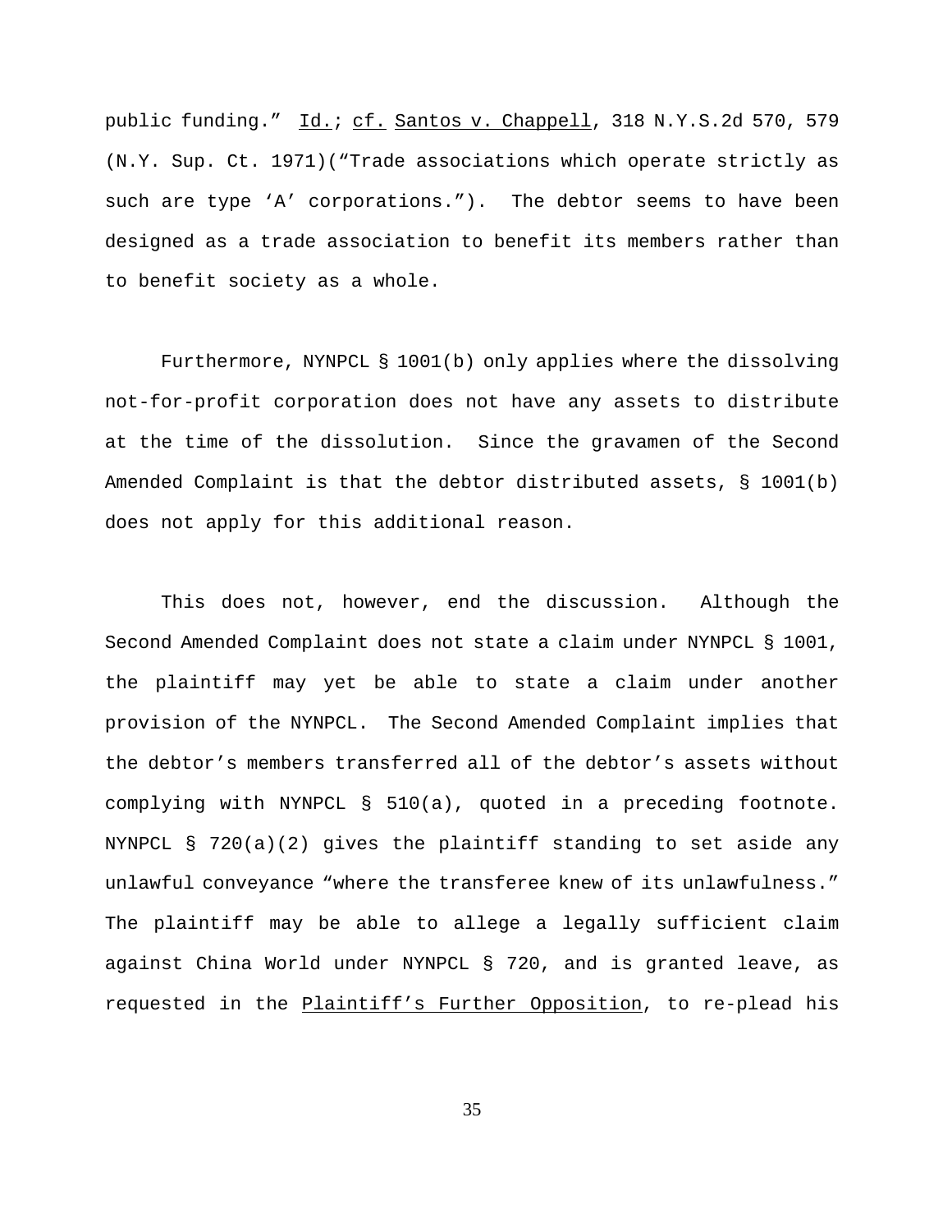public funding." _Id._; _cf._ _Santos v. Chappell_, 318 N.Y.S.2d 570, 579 (N.Y. Sup. Ct. 1971)("Trade associations which operate strictly as such are type 'A' corporations."). The debtor seems to have been designed as a trade association to benefit its members rather than to benefit society as a whole.

Furthermore, NYNPCL § 1001(b) only applies where the dissolving not-for-profit corporation does not have any assets to distribute at the time of the dissolution. Since the gravamen of the Second Amended Complaint is that the debtor distributed assets, § 1001(b) does not apply for this additional reason.

This does not, however, end the discussion. Although the Second Amended Complaint does not state a claim under NYNPCL § 1001, the plaintiff may yet be able to state a claim under another provision of the NYNPCL. The Second Amended Complaint implies that the debtor's members transferred all of the debtor's assets without complying with NYNPCL § 510(a), quoted in a preceding footnote. NYNPCL § 720(a)(2) gives the plaintiff standing to set aside any unlawful conveyance "where the transferee knew of its unlawfulness." The plaintiff may be able to allege a legally sufficient claim against China World under NYNPCL § 720, and is granted leave, as requested in the _Plaintiff's Further Opposition_, to re-plead his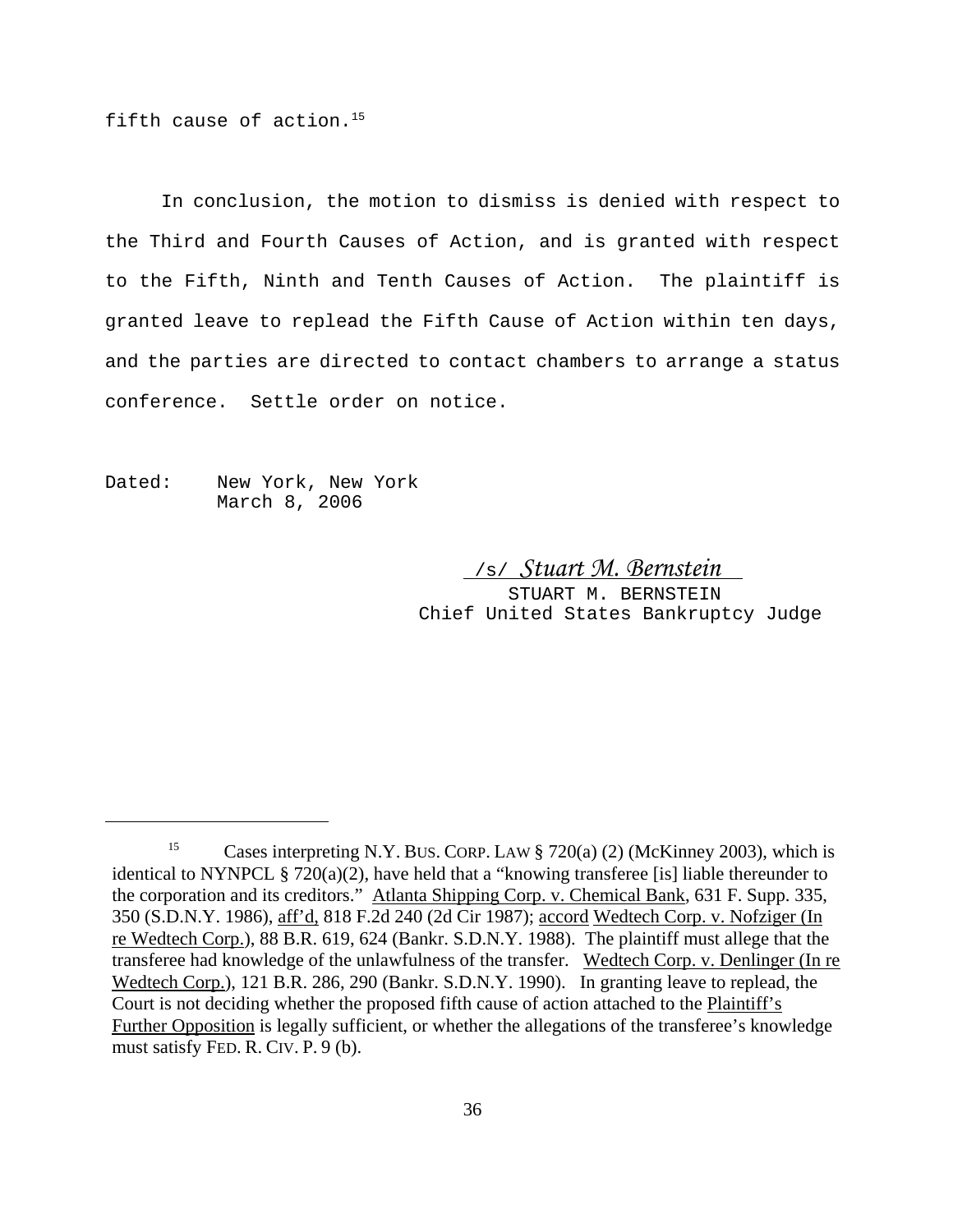fifth cause of action.[15]

In conclusion, the motion to dismiss is denied with respect to the Third and Fourth Causes of Action, and is granted with respect to the Fifth, Ninth and Tenth Causes of Action. The plaintiff is granted leave to replead the Fifth Cause of Action within ten days, and the parties are directed to contact chambers to arrange a status conference. Settle order on notice.

Dated: New York, New York
March 8, 2006

/s/ *Stuart M. Bernstein*
STUART M. BERNSTEIN
Chief United States Bankruptcy Judge

---

[15] Cases interpreting N.Y. BUS. CORP. LAW § 720(a) (2) (McKinney 2003), which is identical to NYNPCL § 720(a)(2), have held that a "knowing transferee [is] liable thereunder to the corporation and its creditors." Atlanta Shipping Corp. v. Chemical Bank, 631 F. Supp. 335, 350 (S.D.N.Y. 1986), aff'd, 818 F.2d 240 (2d Cir 1987); accord Wedtech Corp. v. Nofziger (In re Wedtech Corp.), 88 B.R. 619, 624 (Bankr. S.D.N.Y. 1988). The plaintiff must allege that the transferee had knowledge of the unlawfulness of the transfer. Wedtech Corp. v. Denlinger (In re Wedtech Corp.), 121 B.R. 286, 290 (Bankr. S.D.N.Y. 1990). In granting leave to replead, the Court is not deciding whether the proposed fifth cause of action attached to the Plaintiff's Further Opposition is legally sufficient, or whether the allegations of the transferee's knowledge must satisfy FED. R. CIV. P. 9 (b).